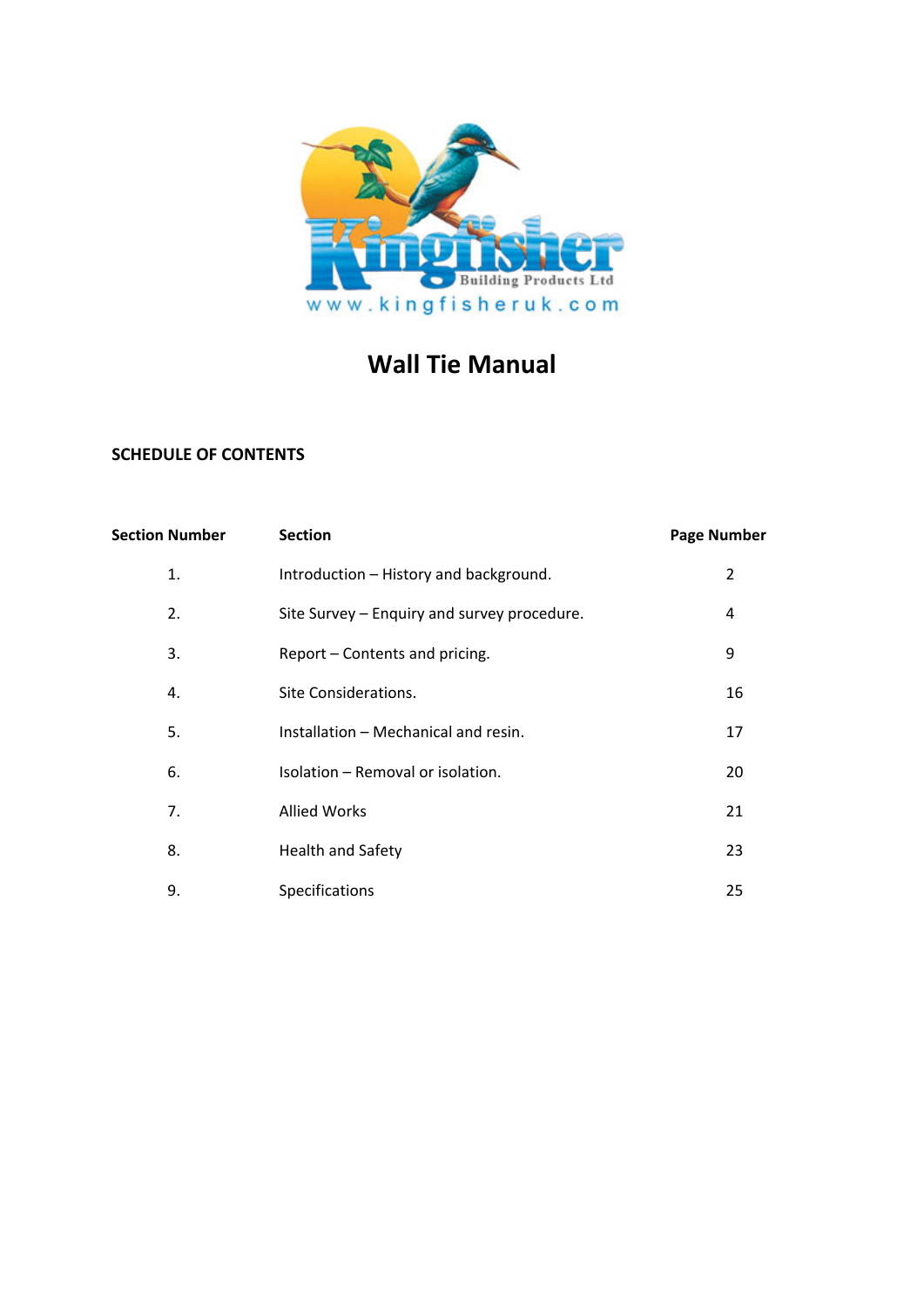Kingfisher Building Products Ltd

www.kingfisheruk.com

# Wall Tie Manual

## SCHEDULE OF CONTENTS

| Section Number | Section | Page Number |
|---|---|---|
| 1. | Introduction – History and background. | 2 |
| 2. | Site Survey – Enquiry and survey procedure. | 4 |
| 3. | Report – Contents and pricing. | 9 |
| 4. | Site Considerations. | 16 |
| 5. | Installation – Mechanical and resin. | 17 |
| 6. | Isolation – Removal or isolation. | 20 |
| 7. | Allied Works | 21 |
| 8. | Health and Safety | 23 |
| 9. | Specifications | 25 |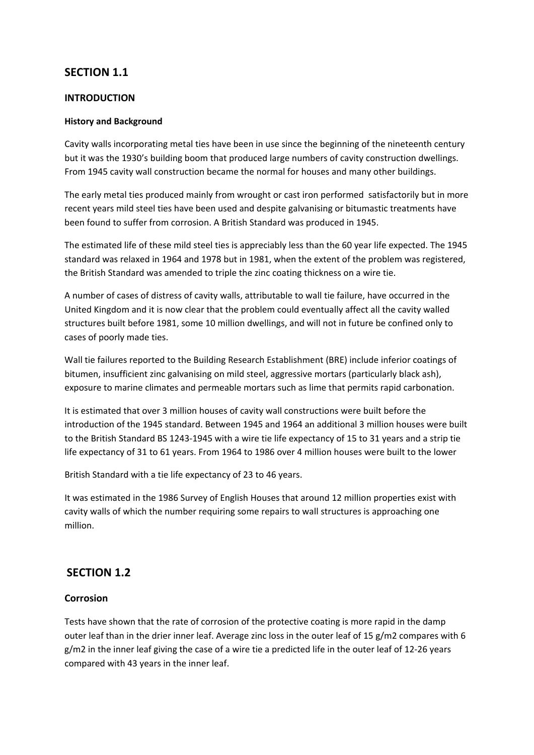## SECTION 1.1

### INTRODUCTION

#### History and Background

Cavity walls incorporating metal ties have been in use since the beginning of the nineteenth century but it was the 1930's building boom that produced large numbers of cavity construction dwellings. From 1945 cavity wall construction became the normal for houses and many other buildings.

The early metal ties produced mainly from wrought or cast iron performed satisfactorily but in more recent years mild steel ties have been used and despite galvanising or bitumastic treatments have been found to suffer from corrosion. A British Standard was produced in 1945.

The estimated life of these mild steel ties is appreciably less than the 60 year life expected. The 1945 standard was relaxed in 1964 and 1978 but in 1981, when the extent of the problem was registered, the British Standard was amended to triple the zinc coating thickness on a wire tie.

A number of cases of distress of cavity walls, attributable to wall tie failure, have occurred in the United Kingdom and it is now clear that the problem could eventually affect all the cavity walled structures built before 1981, some 10 million dwellings, and will not in future be confined only to cases of poorly made ties.

Wall tie failures reported to the Building Research Establishment (BRE) include inferior coatings of bitumen, insufficient zinc galvanising on mild steel, aggressive mortars (particularly black ash), exposure to marine climates and permeable mortars such as lime that permits rapid carbonation.

It is estimated that over 3 million houses of cavity wall constructions were built before the introduction of the 1945 standard. Between 1945 and 1964 an additional 3 million houses were built to the British Standard BS 1243-1945 with a wire tie life expectancy of 15 to 31 years and a strip tie life expectancy of 31 to 61 years. From 1964 to 1986 over 4 million houses were built to the lower British Standard with a tie life expectancy of 23 to 46 years.

It was estimated in the 1986 Survey of English Houses that around 12 million properties exist with cavity walls of which the number requiring some repairs to wall structures is approaching one million.

## SECTION 1.2

### Corrosion

Tests have shown that the rate of corrosion of the protective coating is more rapid in the damp outer leaf than in the drier inner leaf. Average zinc loss in the outer leaf of 15 g/m2 compares with 6 g/m2 in the inner leaf giving the case of a wire tie a predicted life in the outer leaf of 12-26 years compared with 43 years in the inner leaf.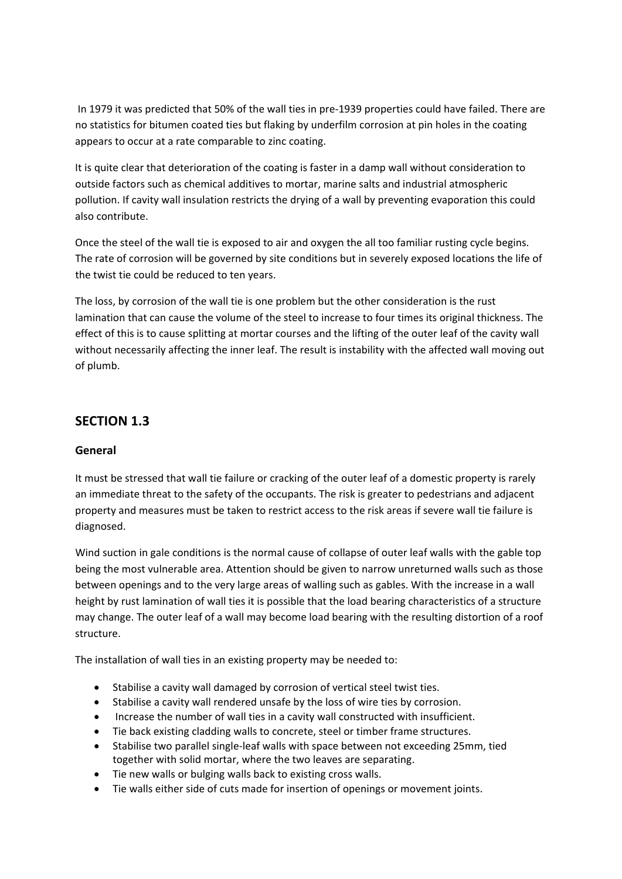In 1979 it was predicted that 50% of the wall ties in pre-1939 properties could have failed. There are no statistics for bitumen coated ties but flaking by underfilm corrosion at pin holes in the coating appears to occur at a rate comparable to zinc coating.

It is quite clear that deterioration of the coating is faster in a damp wall without consideration to outside factors such as chemical additives to mortar, marine salts and industrial atmospheric pollution. If cavity wall insulation restricts the drying of a wall by preventing evaporation this could also contribute.

Once the steel of the wall tie is exposed to air and oxygen the all too familiar rusting cycle begins. The rate of corrosion will be governed by site conditions but in severely exposed locations the life of the twist tie could be reduced to ten years.

The loss, by corrosion of the wall tie is one problem but the other consideration is the rust lamination that can cause the volume of the steel to increase to four times its original thickness. The effect of this is to cause splitting at mortar courses and the lifting of the outer leaf of the cavity wall without necessarily affecting the inner leaf. The result is instability with the affected wall moving out of plumb.

## SECTION 1.3

### General

It must be stressed that wall tie failure or cracking of the outer leaf of a domestic property is rarely an immediate threat to the safety of the occupants. The risk is greater to pedestrians and adjacent property and measures must be taken to restrict access to the risk areas if severe wall tie failure is diagnosed.

Wind suction in gale conditions is the normal cause of collapse of outer leaf walls with the gable top being the most vulnerable area. Attention should be given to narrow unreturned walls such as those between openings and to the very large areas of walling such as gables. With the increase in a wall height by rust lamination of wall ties it is possible that the load bearing characteristics of a structure may change. The outer leaf of a wall may become load bearing with the resulting distortion of a roof structure.

The installation of wall ties in an existing property may be needed to:

- Stabilise a cavity wall damaged by corrosion of vertical steel twist ties.
- Stabilise a cavity wall rendered unsafe by the loss of wire ties by corrosion.
- Increase the number of wall ties in a cavity wall constructed with insufficient.
- Tie back existing cladding walls to concrete, steel or timber frame structures.
- Stabilise two parallel single-leaf walls with space between not exceeding 25mm, tied together with solid mortar, where the two leaves are separating.
- Tie new walls or bulging walls back to existing cross walls.
- Tie walls either side of cuts made for insertion of openings or movement joints.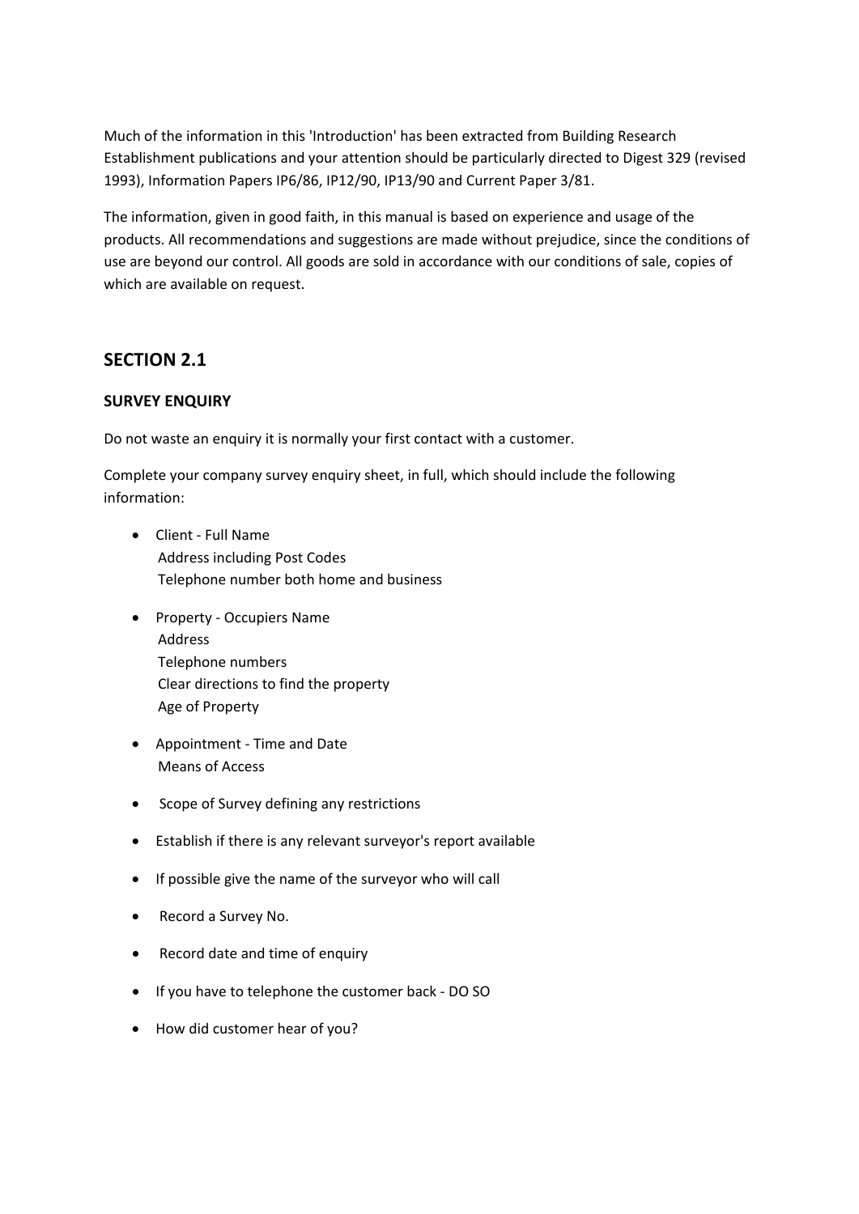Much of the information in this 'Introduction' has been extracted from Building Research Establishment publications and your attention should be particularly directed to Digest 329 (revised 1993), Information Papers IP6/86, IP12/90, IP13/90 and Current Paper 3/81.

The information, given in good faith, in this manual is based on experience and usage of the products. All recommendations and suggestions are made without prejudice, since the conditions of use are beyond our control. All goods are sold in accordance with our conditions of sale, copies of which are available on request.

## SECTION 2.1

### SURVEY ENQUIRY

Do not waste an enquiry it is normally your first contact with a customer.

Complete your company survey enquiry sheet, in full, which should include the following information:

- Client - Full Name
  Address including Post Codes
  Telephone number both home and business
- Property - Occupiers Name
  Address
  Telephone numbers
  Clear directions to find the property
  Age of Property
- Appointment - Time and Date
  Means of Access
- Scope of Survey defining any restrictions
- Establish if there is any relevant surveyor's report available
- If possible give the name of the surveyor who will call
- Record a Survey No.
- Record date and time of enquiry
- If you have to telephone the customer back - DO SO
- How did customer hear of you?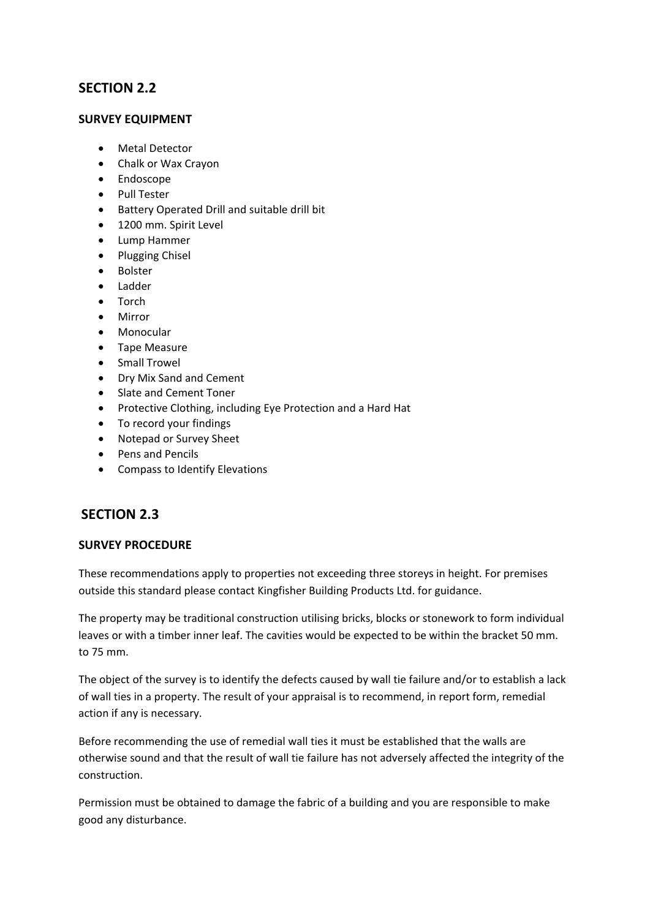## SECTION 2.2

### SURVEY EQUIPMENT

- Metal Detector
- Chalk or Wax Crayon
- Endoscope
- Pull Tester
- Battery Operated Drill and suitable drill bit
- 1200 mm. Spirit Level
- Lump Hammer
- Plugging Chisel
- Bolster
- Ladder
- Torch
- Mirror
- Monocular
- Tape Measure
- Small Trowel
- Dry Mix Sand and Cement
- Slate and Cement Toner
- Protective Clothing, including Eye Protection and a Hard Hat
- To record your findings
- Notepad or Survey Sheet
- Pens and Pencils
- Compass to Identify Elevations

## SECTION 2.3

### SURVEY PROCEDURE

These recommendations apply to properties not exceeding three storeys in height. For premises outside this standard please contact Kingfisher Building Products Ltd. for guidance.

The property may be traditional construction utilising bricks, blocks or stonework to form individual leaves or with a timber inner leaf. The cavities would be expected to be within the bracket 50 mm. to 75 mm.

The object of the survey is to identify the defects caused by wall tie failure and/or to establish a lack of wall ties in a property. The result of your appraisal is to recommend, in report form, remedial action if any is necessary.

Before recommending the use of remedial wall ties it must be established that the walls are otherwise sound and that the result of wall tie failure has not adversely affected the integrity of the construction.

Permission must be obtained to damage the fabric of a building and you are responsible to make good any disturbance.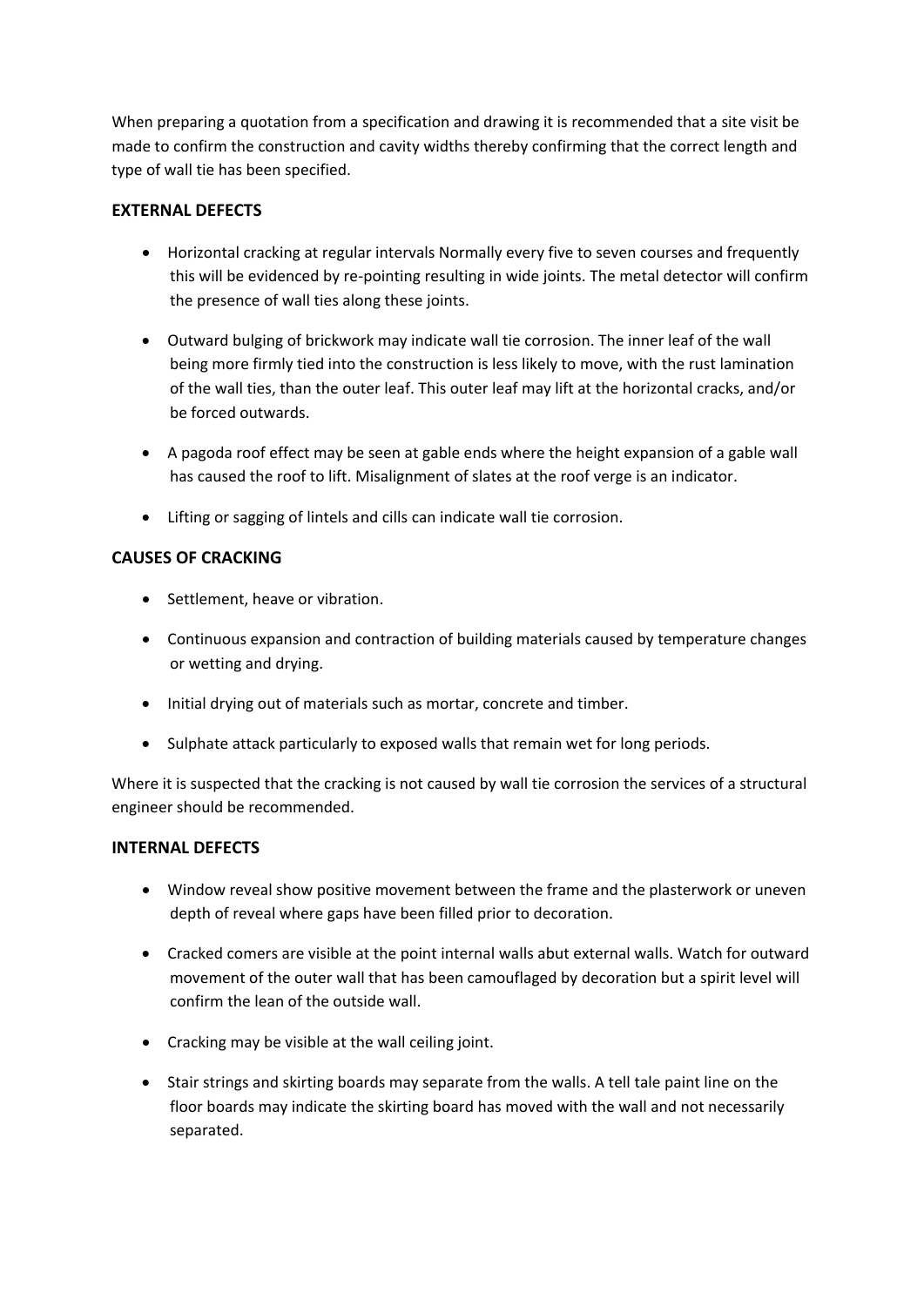When preparing a quotation from a specification and drawing it is recommended that a site visit be made to confirm the construction and cavity widths thereby confirming that the correct length and type of wall tie has been specified.

## EXTERNAL DEFECTS

- Horizontal cracking at regular intervals Normally every five to seven courses and frequently this will be evidenced by re-pointing resulting in wide joints. The metal detector will confirm the presence of wall ties along these joints.
- Outward bulging of brickwork may indicate wall tie corrosion. The inner leaf of the wall being more firmly tied into the construction is less likely to move, with the rust lamination of the wall ties, than the outer leaf. This outer leaf may lift at the horizontal cracks, and/or be forced outwards.
- A pagoda roof effect may be seen at gable ends where the height expansion of a gable wall has caused the roof to lift. Misalignment of slates at the roof verge is an indicator.
- Lifting or sagging of lintels and cills can indicate wall tie corrosion.

## CAUSES OF CRACKING

- Settlement, heave or vibration.
- Continuous expansion and contraction of building materials caused by temperature changes or wetting and drying.
- Initial drying out of materials such as mortar, concrete and timber.
- Sulphate attack particularly to exposed walls that remain wet for long periods.

Where it is suspected that the cracking is not caused by wall tie corrosion the services of a structural engineer should be recommended.

## INTERNAL DEFECTS

- Window reveal show positive movement between the frame and the plasterwork or uneven depth of reveal where gaps have been filled prior to decoration.
- Cracked comers are visible at the point internal walls abut external walls. Watch for outward movement of the outer wall that has been camouflaged by decoration but a spirit level will confirm the lean of the outside wall.
- Cracking may be visible at the wall ceiling joint.
- Stair strings and skirting boards may separate from the walls. A tell tale paint line on the floor boards may indicate the skirting board has moved with the wall and not necessarily separated.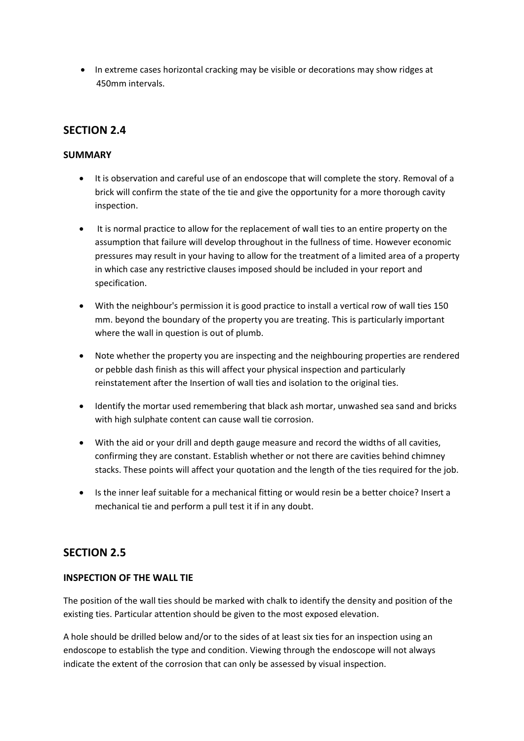- In extreme cases horizontal cracking may be visible or decorations may show ridges at 450mm intervals.

## SECTION 2.4

**SUMMARY**

- It is observation and careful use of an endoscope that will complete the story. Removal of a brick will confirm the state of the tie and give the opportunity for a more thorough cavity inspection.
- It is normal practice to allow for the replacement of wall ties to an entire property on the assumption that failure will develop throughout in the fullness of time. However economic pressures may result in your having to allow for the treatment of a limited area of a property in which case any restrictive clauses imposed should be included in your report and specification.
- With the neighbour's permission it is good practice to install a vertical row of wall ties 150 mm. beyond the boundary of the property you are treating. This is particularly important where the wall in question is out of plumb.
- Note whether the property you are inspecting and the neighbouring properties are rendered or pebble dash finish as this will affect your physical inspection and particularly reinstatement after the Insertion of wall ties and isolation to the original ties.
- Identify the mortar used remembering that black ash mortar, unwashed sea sand and bricks with high sulphate content can cause wall tie corrosion.
- With the aid or your drill and depth gauge measure and record the widths of all cavities, confirming they are constant. Establish whether or not there are cavities behind chimney stacks. These points will affect your quotation and the length of the ties required for the job.
- Is the inner leaf suitable for a mechanical fitting or would resin be a better choice? Insert a mechanical tie and perform a pull test it if in any doubt.

## SECTION 2.5

**INSPECTION OF THE WALL TIE**

The position of the wall ties should be marked with chalk to identify the density and position of the existing ties. Particular attention should be given to the most exposed elevation.

A hole should be drilled below and/or to the sides of at least six ties for an inspection using an endoscope to establish the type and condition. Viewing through the endoscope will not always indicate the extent of the corrosion that can only be assessed by visual inspection.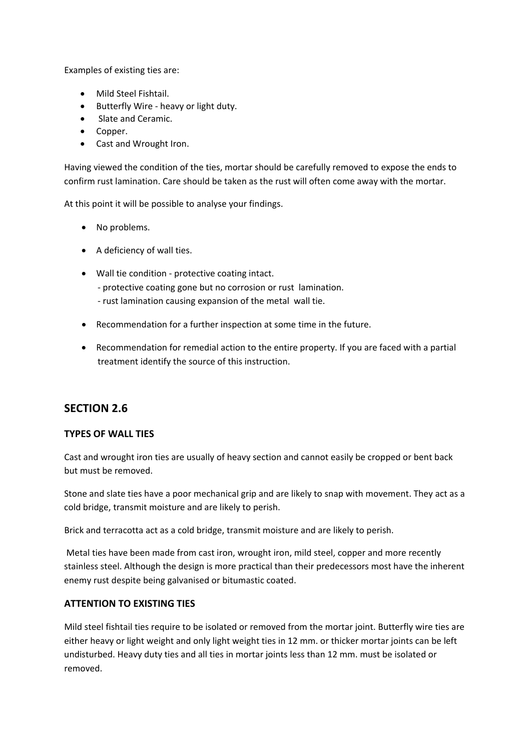Examples of existing ties are:

- Mild Steel Fishtail.
- Butterfly Wire - heavy or light duty.
- Slate and Ceramic.
- Copper.
- Cast and Wrought Iron.

Having viewed the condition of the ties, mortar should be carefully removed to expose the ends to confirm rust lamination. Care should be taken as the rust will often come away with the mortar.

At this point it will be possible to analyse your findings.

- No problems.
- A deficiency of wall ties.
- Wall tie condition - protective coating intact.
  - protective coating gone but no corrosion or rust lamination.
  - rust lamination causing expansion of the metal wall tie.
- Recommendation for a further inspection at some time in the future.
- Recommendation for remedial action to the entire property. If you are faced with a partial treatment identify the source of this instruction.

## SECTION 2.6

### TYPES OF WALL TIES

Cast and wrought iron ties are usually of heavy section and cannot easily be cropped or bent back but must be removed.

Stone and slate ties have a poor mechanical grip and are likely to snap with movement. They act as a cold bridge, transmit moisture and are likely to perish.

Brick and terracotta act as a cold bridge, transmit moisture and are likely to perish.

Metal ties have been made from cast iron, wrought iron, mild steel, copper and more recently stainless steel. Although the design is more practical than their predecessors most have the inherent enemy rust despite being galvanised or bitumastic coated.

### ATTENTION TO EXISTING TIES

Mild steel fishtail ties require to be isolated or removed from the mortar joint. Butterfly wire ties are either heavy or light weight and only light weight ties in 12 mm. or thicker mortar joints can be left undisturbed. Heavy duty ties and all ties in mortar joints less than 12 mm. must be isolated or removed.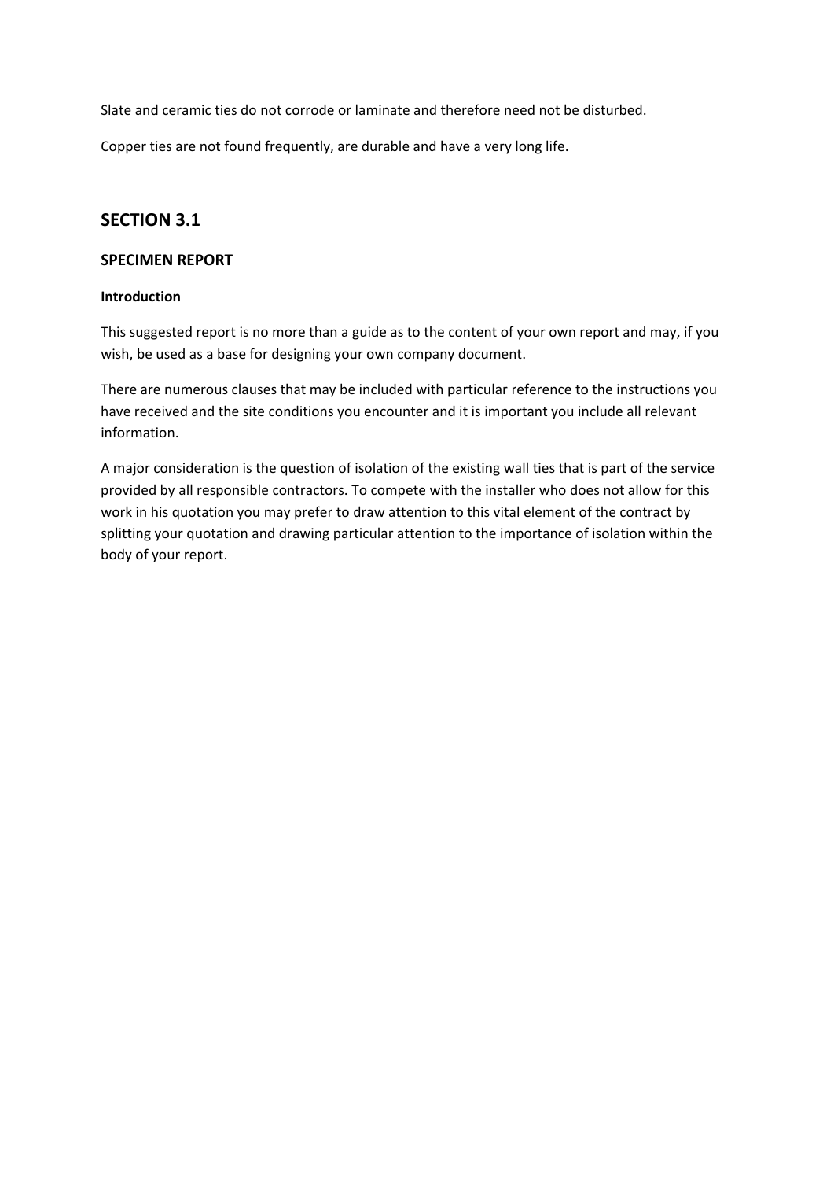Slate and ceramic ties do not corrode or laminate and therefore need not be disturbed.

Copper ties are not found frequently, are durable and have a very long life.

## SECTION 3.1

### SPECIMEN REPORT

#### Introduction

This suggested report is no more than a guide as to the content of your own report and may, if you wish, be used as a base for designing your own company document.

There are numerous clauses that may be included with particular reference to the instructions you have received and the site conditions you encounter and it is important you include all relevant information.

A major consideration is the question of isolation of the existing wall ties that is part of the service provided by all responsible contractors. To compete with the installer who does not allow for this work in his quotation you may prefer to draw attention to this vital element of the contract by splitting your quotation and drawing particular attention to the importance of isolation within the body of your report.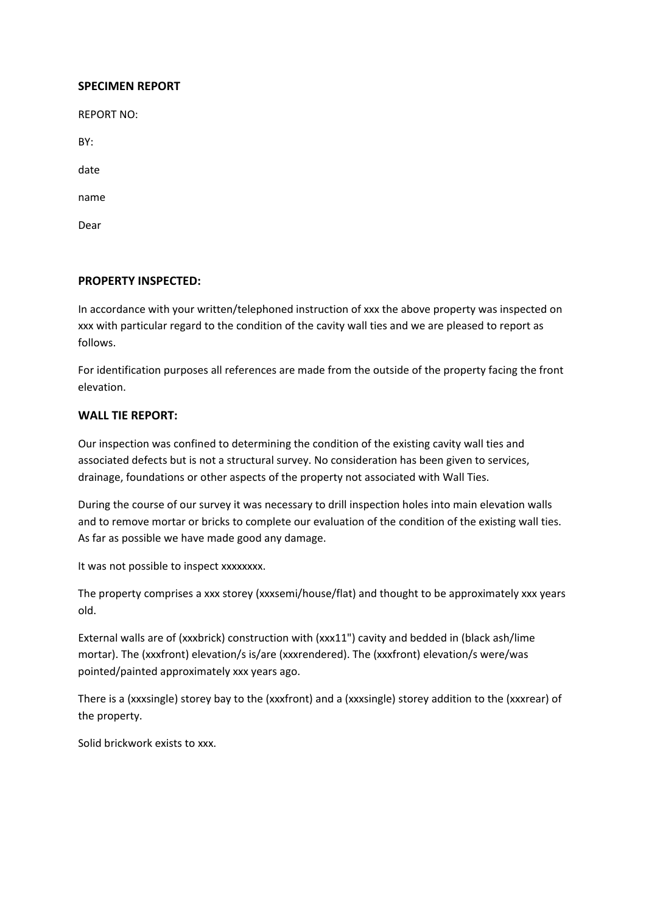**SPECIMEN REPORT**

REPORT NO:

BY:

date

name

Dear

**PROPERTY INSPECTED:**

In accordance with your written/telephoned instruction of xxx the above property was inspected on xxx with particular regard to the condition of the cavity wall ties and we are pleased to report as follows.

For identification purposes all references are made from the outside of the property facing the front elevation.

**WALL TIE REPORT:**

Our inspection was confined to determining the condition of the existing cavity wall ties and associated defects but is not a structural survey. No consideration has been given to services, drainage, foundations or other aspects of the property not associated with Wall Ties.

During the course of our survey it was necessary to drill inspection holes into main elevation walls and to remove mortar or bricks to complete our evaluation of the condition of the existing wall ties. As far as possible we have made good any damage.

It was not possible to inspect xxxxxxxx.

The property comprises a xxx storey (xxxsemi/house/flat) and thought to be approximately xxx years old.

External walls are of (xxxbrick) construction with (xxx11") cavity and bedded in (black ash/lime mortar). The (xxxfront) elevation/s is/are (xxxrendered). The (xxxfront) elevation/s were/was pointed/painted approximately xxx years ago.

There is a (xxxsingle) storey bay to the (xxxfront) and a (xxxsingle) storey addition to the (xxxrear) of the property.

Solid brickwork exists to xxx.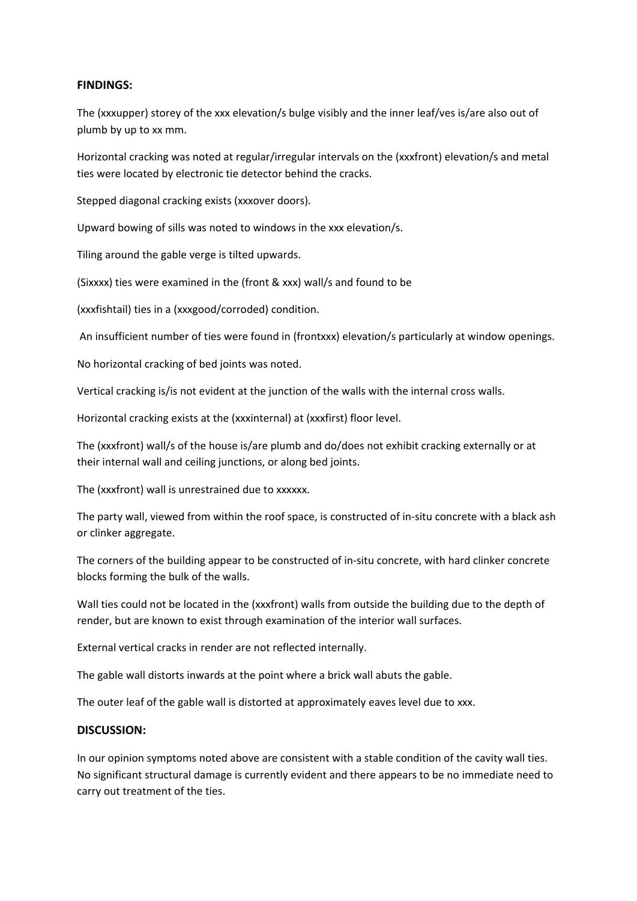**FINDINGS:**

The (xxxupper) storey of the xxx elevation/s bulge visibly and the inner leaf/ves is/are also out of plumb by up to xx mm.

Horizontal cracking was noted at regular/irregular intervals on the (xxxfront) elevation/s and metal ties were located by electronic tie detector behind the cracks.

Stepped diagonal cracking exists (xxxover doors).

Upward bowing of sills was noted to windows in the xxx elevation/s.

Tiling around the gable verge is tilted upwards.

(Sixxxx) ties were examined in the (front & xxx) wall/s and found to be

(xxxfishtail) ties in a (xxxgood/corroded) condition.

An insufficient number of ties were found in (frontxxx) elevation/s particularly at window openings.

No horizontal cracking of bed joints was noted.

Vertical cracking is/is not evident at the junction of the walls with the internal cross walls.

Horizontal cracking exists at the (xxxinternal) at (xxxfirst) floor level.

The (xxxfront) wall/s of the house is/are plumb and do/does not exhibit cracking externally or at their internal wall and ceiling junctions, or along bed joints.

The (xxxfront) wall is unrestrained due to xxxxxx.

The party wall, viewed from within the roof space, is constructed of in-situ concrete with a black ash or clinker aggregate.

The corners of the building appear to be constructed of in-situ concrete, with hard clinker concrete blocks forming the bulk of the walls.

Wall ties could not be located in the (xxxfront) walls from outside the building due to the depth of render, but are known to exist through examination of the interior wall surfaces.

External vertical cracks in render are not reflected internally.

The gable wall distorts inwards at the point where a brick wall abuts the gable.

The outer leaf of the gable wall is distorted at approximately eaves level due to xxx.

**DISCUSSION:**

In our opinion symptoms noted above are consistent with a stable condition of the cavity wall ties. No significant structural damage is currently evident and there appears to be no immediate need to carry out treatment of the ties.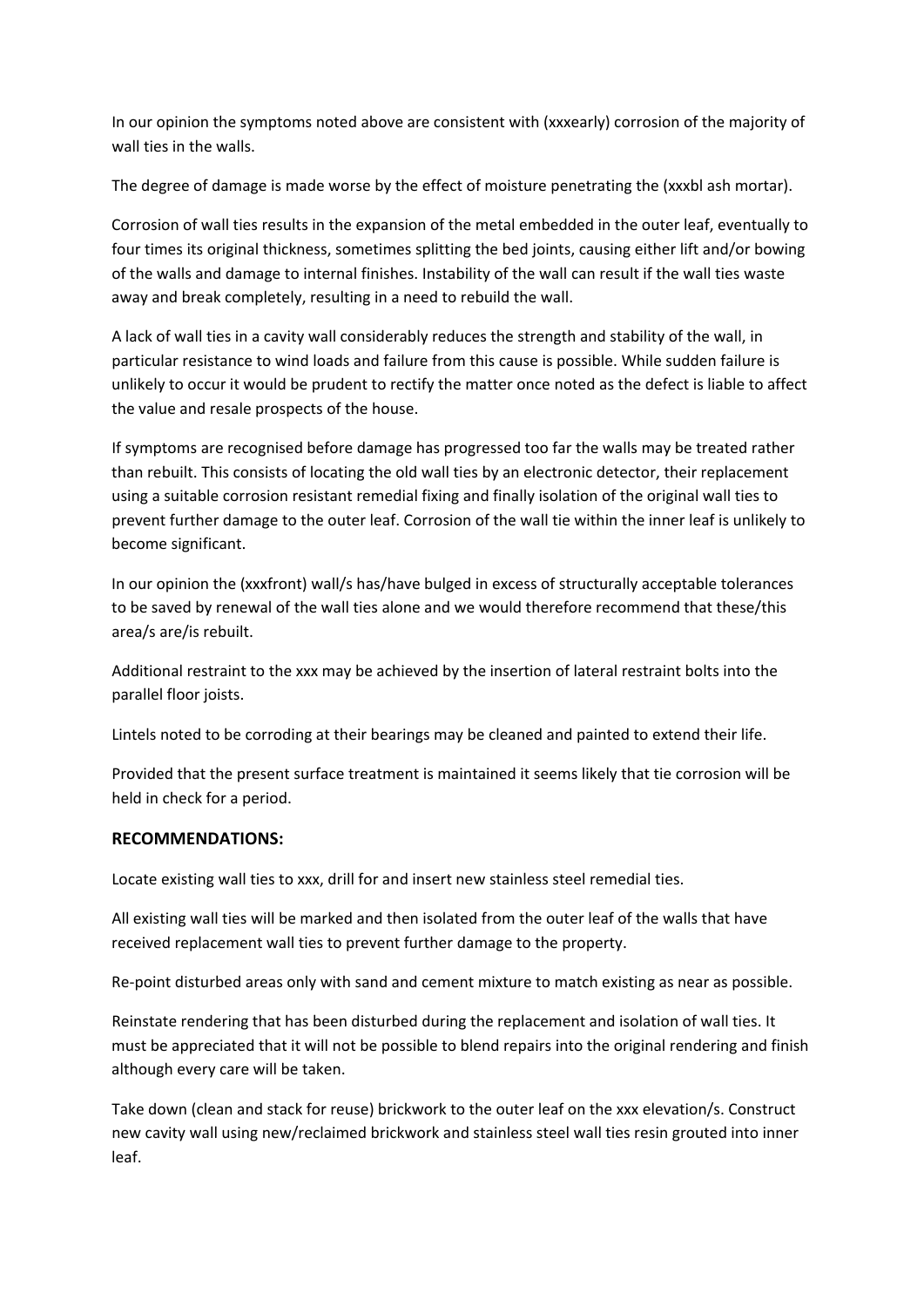In our opinion the symptoms noted above are consistent with (xxxearly) corrosion of the majority of wall ties in the walls.

The degree of damage is made worse by the effect of moisture penetrating the (xxxbl ash mortar).

Corrosion of wall ties results in the expansion of the metal embedded in the outer leaf, eventually to four times its original thickness, sometimes splitting the bed joints, causing either lift and/or bowing of the walls and damage to internal finishes. Instability of the wall can result if the wall ties waste away and break completely, resulting in a need to rebuild the wall.

A lack of wall ties in a cavity wall considerably reduces the strength and stability of the wall, in particular resistance to wind loads and failure from this cause is possible. While sudden failure is unlikely to occur it would be prudent to rectify the matter once noted as the defect is liable to affect the value and resale prospects of the house.

If symptoms are recognised before damage has progressed too far the walls may be treated rather than rebuilt. This consists of locating the old wall ties by an electronic detector, their replacement using a suitable corrosion resistant remedial fixing and finally isolation of the original wall ties to prevent further damage to the outer leaf. Corrosion of the wall tie within the inner leaf is unlikely to become significant.

In our opinion the (xxxfront) wall/s has/have bulged in excess of structurally acceptable tolerances to be saved by renewal of the wall ties alone and we would therefore recommend that these/this area/s are/is rebuilt.

Additional restraint to the xxx may be achieved by the insertion of lateral restraint bolts into the parallel floor joists.

Lintels noted to be corroding at their bearings may be cleaned and painted to extend their life.

Provided that the present surface treatment is maintained it seems likely that tie corrosion will be held in check for a period.

**RECOMMENDATIONS:**

Locate existing wall ties to xxx, drill for and insert new stainless steel remedial ties.

All existing wall ties will be marked and then isolated from the outer leaf of the walls that have received replacement wall ties to prevent further damage to the property.

Re-point disturbed areas only with sand and cement mixture to match existing as near as possible.

Reinstate rendering that has been disturbed during the replacement and isolation of wall ties. It must be appreciated that it will not be possible to blend repairs into the original rendering and finish although every care will be taken.

Take down (clean and stack for reuse) brickwork to the outer leaf on the xxx elevation/s. Construct new cavity wall using new/reclaimed brickwork and stainless steel wall ties resin grouted into inner leaf.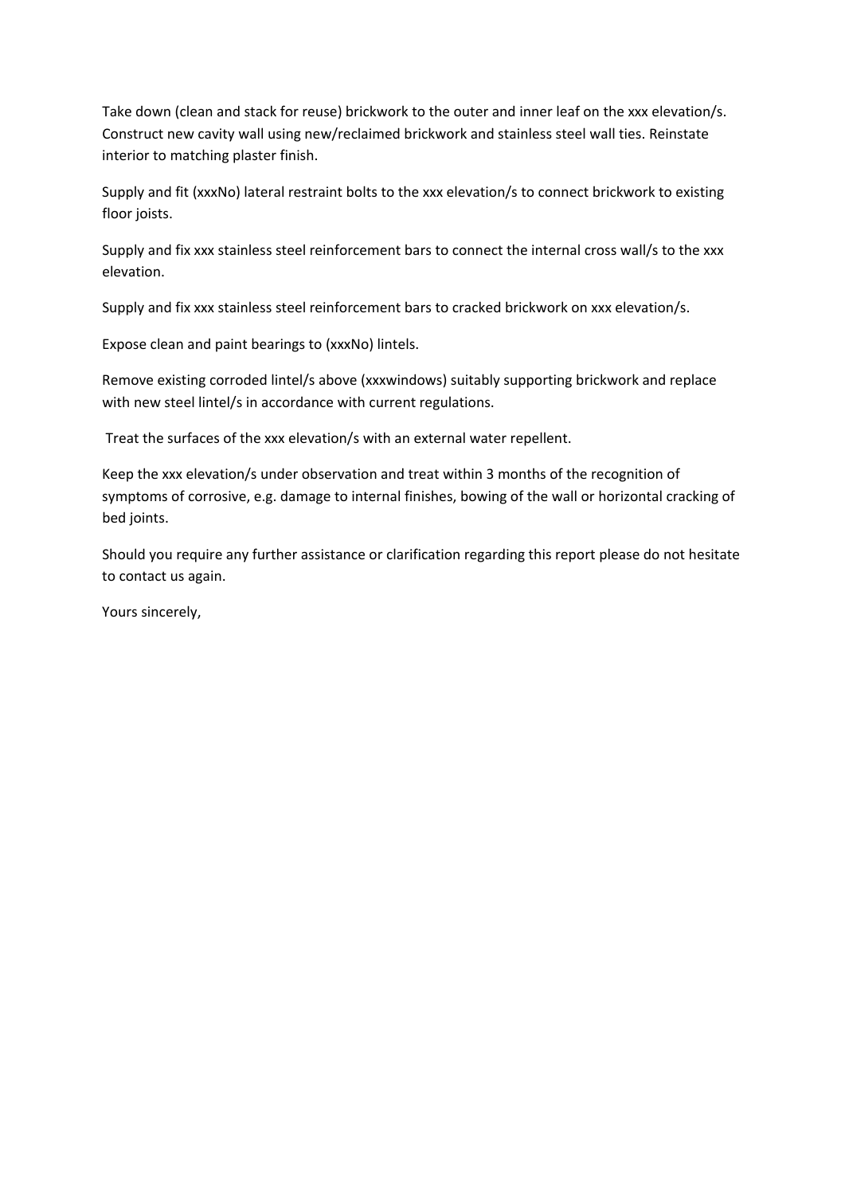Take down (clean and stack for reuse) brickwork to the outer and inner leaf on the xxx elevation/s. Construct new cavity wall using new/reclaimed brickwork and stainless steel wall ties. Reinstate interior to matching plaster finish.

Supply and fit (xxxNo) lateral restraint bolts to the xxx elevation/s to connect brickwork to existing floor joists.

Supply and fix xxx stainless steel reinforcement bars to connect the internal cross wall/s to the xxx elevation.

Supply and fix xxx stainless steel reinforcement bars to cracked brickwork on xxx elevation/s.

Expose clean and paint bearings to (xxxNo) lintels.

Remove existing corroded lintel/s above (xxxwindows) suitably supporting brickwork and replace with new steel lintel/s in accordance with current regulations.

Treat the surfaces of the xxx elevation/s with an external water repellent.

Keep the xxx elevation/s under observation and treat within 3 months of the recognition of symptoms of corrosive, e.g. damage to internal finishes, bowing of the wall or horizontal cracking of bed joints.

Should you require any further assistance or clarification regarding this report please do not hesitate to contact us again.

Yours sincerely,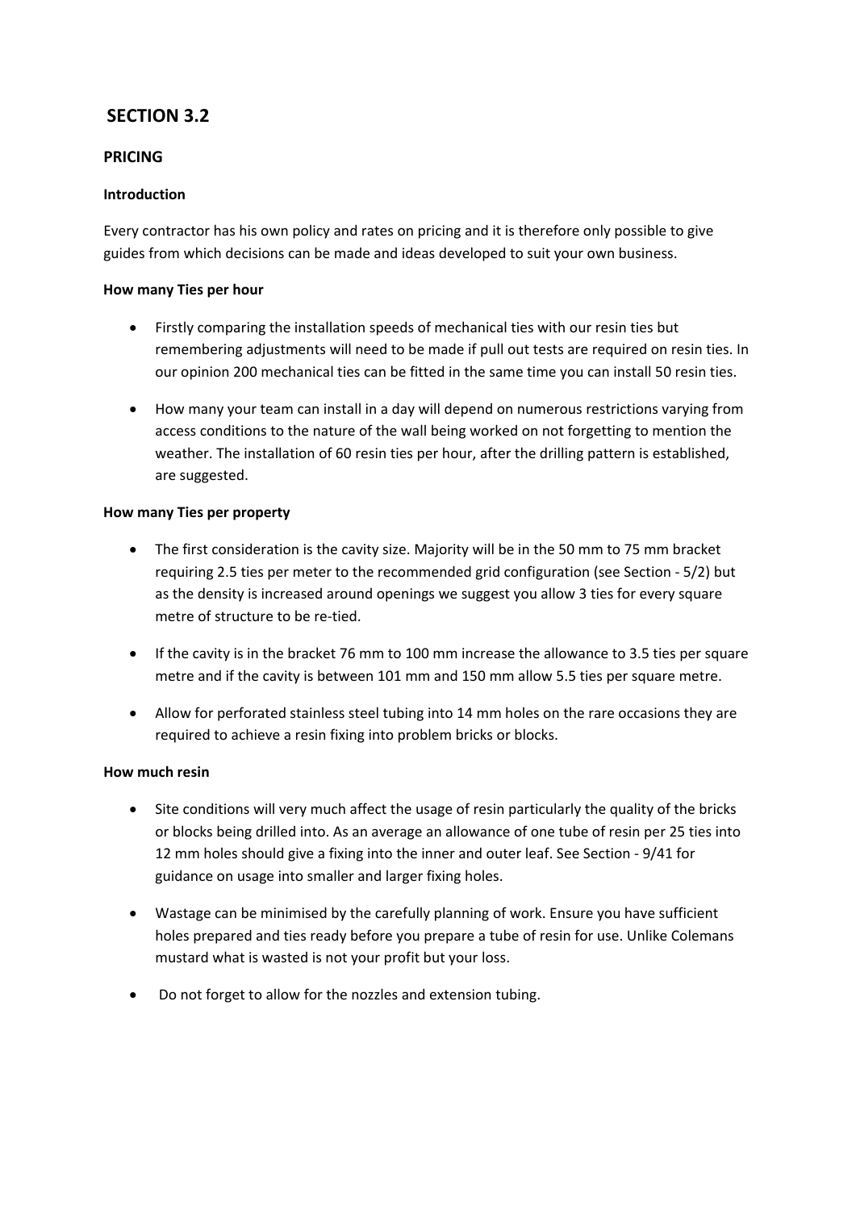# SECTION 3.2

## PRICING

### Introduction

Every contractor has his own policy and rates on pricing and it is therefore only possible to give guides from which decisions can be made and ideas developed to suit your own business.

### How many Ties per hour

- Firstly comparing the installation speeds of mechanical ties with our resin ties but remembering adjustments will need to be made if pull out tests are required on resin ties. In our opinion 200 mechanical ties can be fitted in the same time you can install 50 resin ties.
- How many your team can install in a day will depend on numerous restrictions varying from access conditions to the nature of the wall being worked on not forgetting to mention the weather. The installation of 60 resin ties per hour, after the drilling pattern is established, are suggested.

### How many Ties per property

- The first consideration is the cavity size. Majority will be in the 50 mm to 75 mm bracket requiring 2.5 ties per meter to the recommended grid configuration (see Section - 5/2) but as the density is increased around openings we suggest you allow 3 ties for every square metre of structure to be re-tied.
- If the cavity is in the bracket 76 mm to 100 mm increase the allowance to 3.5 ties per square metre and if the cavity is between 101 mm and 150 mm allow 5.5 ties per square metre.
- Allow for perforated stainless steel tubing into 14 mm holes on the rare occasions they are required to achieve a resin fixing into problem bricks or blocks.

### How much resin

- Site conditions will very much affect the usage of resin particularly the quality of the bricks or blocks being drilled into. As an average an allowance of one tube of resin per 25 ties into 12 mm holes should give a fixing into the inner and outer leaf. See Section - 9/41 for guidance on usage into smaller and larger fixing holes.
- Wastage can be minimised by the carefully planning of work. Ensure you have sufficient holes prepared and ties ready before you prepare a tube of resin for use. Unlike Colemans mustard what is wasted is not your profit but your loss.
- Do not forget to allow for the nozzles and extension tubing.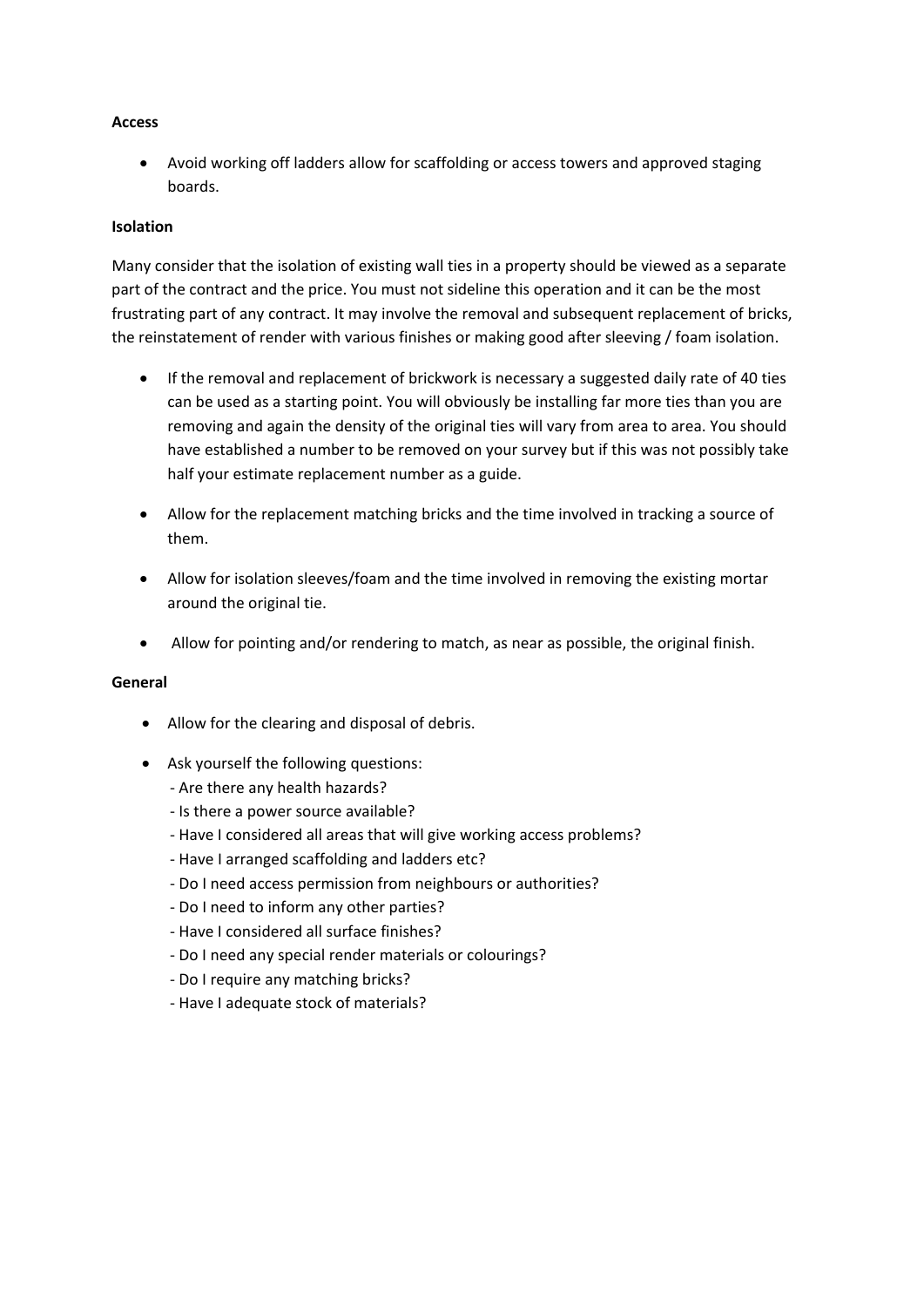**Access**

- Avoid working off ladders allow for scaffolding or access towers and approved staging boards.

**Isolation**

Many consider that the isolation of existing wall ties in a property should be viewed as a separate part of the contract and the price. You must not sideline this operation and it can be the most frustrating part of any contract. It may involve the removal and subsequent replacement of bricks, the reinstatement of render with various finishes or making good after sleeving / foam isolation.

- If the removal and replacement of brickwork is necessary a suggested daily rate of 40 ties can be used as a starting point. You will obviously be installing far more ties than you are removing and again the density of the original ties will vary from area to area. You should have established a number to be removed on your survey but if this was not possibly take half your estimate replacement number as a guide.

- Allow for the replacement matching bricks and the time involved in tracking a source of them.

- Allow for isolation sleeves/foam and the time involved in removing the existing mortar around the original tie.

- Allow for pointing and/or rendering to match, as near as possible, the original finish.

**General**

- Allow for the clearing and disposal of debris.

- Ask yourself the following questions:
  - Are there any health hazards?
  - Is there a power source available?
  - Have I considered all areas that will give working access problems?
  - Have I arranged scaffolding and ladders etc?
  - Do I need access permission from neighbours or authorities?
  - Do I need to inform any other parties?
  - Have I considered all surface finishes?
  - Do I need any special render materials or colourings?
  - Do I require any matching bricks?
  - Have I adequate stock of materials?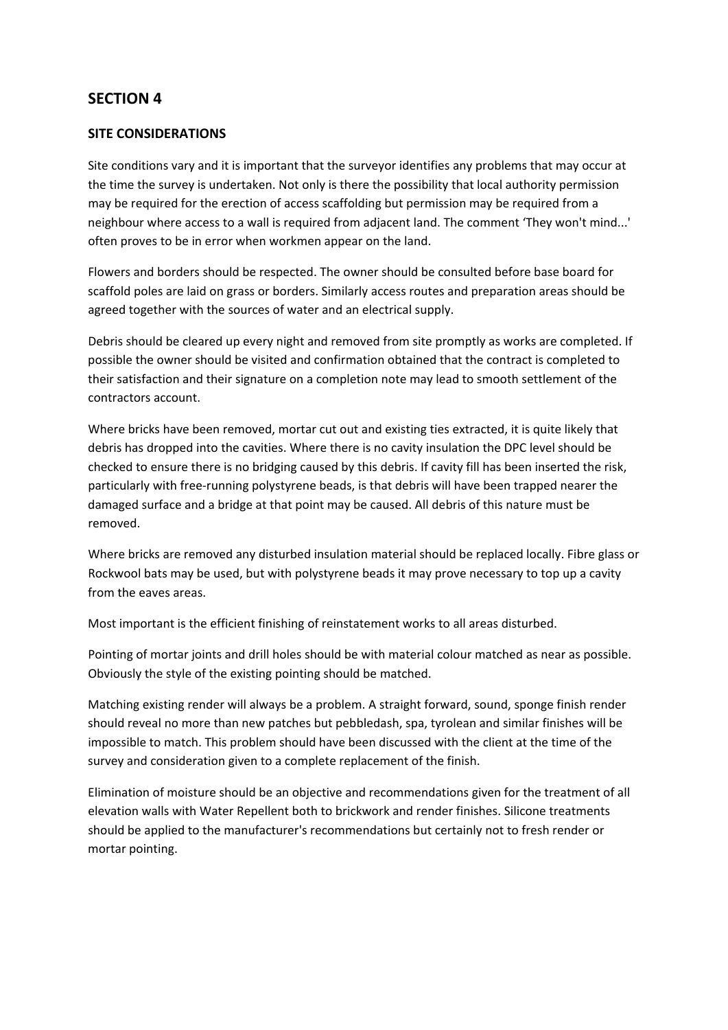## SECTION 4

### SITE CONSIDERATIONS

Site conditions vary and it is important that the surveyor identifies any problems that may occur at the time the survey is undertaken. Not only is there the possibility that local authority permission may be required for the erection of access scaffolding but permission may be required from a neighbour where access to a wall is required from adjacent land. The comment 'They won't mind...' often proves to be in error when workmen appear on the land.

Flowers and borders should be respected. The owner should be consulted before base board for scaffold poles are laid on grass or borders. Similarly access routes and preparation areas should be agreed together with the sources of water and an electrical supply.

Debris should be cleared up every night and removed from site promptly as works are completed. If possible the owner should be visited and confirmation obtained that the contract is completed to their satisfaction and their signature on a completion note may lead to smooth settlement of the contractors account.

Where bricks have been removed, mortar cut out and existing ties extracted, it is quite likely that debris has dropped into the cavities. Where there is no cavity insulation the DPC level should be checked to ensure there is no bridging caused by this debris. If cavity fill has been inserted the risk, particularly with free-running polystyrene beads, is that debris will have been trapped nearer the damaged surface and a bridge at that point may be caused. All debris of this nature must be removed.

Where bricks are removed any disturbed insulation material should be replaced locally. Fibre glass or Rockwool bats may be used, but with polystyrene beads it may prove necessary to top up a cavity from the eaves areas.

Most important is the efficient finishing of reinstatement works to all areas disturbed.

Pointing of mortar joints and drill holes should be with material colour matched as near as possible. Obviously the style of the existing pointing should be matched.

Matching existing render will always be a problem. A straight forward, sound, sponge finish render should reveal no more than new patches but pebbledash, spa, tyrolean and similar finishes will be impossible to match. This problem should have been discussed with the client at the time of the survey and consideration given to a complete replacement of the finish.

Elimination of moisture should be an objective and recommendations given for the treatment of all elevation walls with Water Repellent both to brickwork and render finishes. Silicone treatments should be applied to the manufacturer's recommendations but certainly not to fresh render or mortar pointing.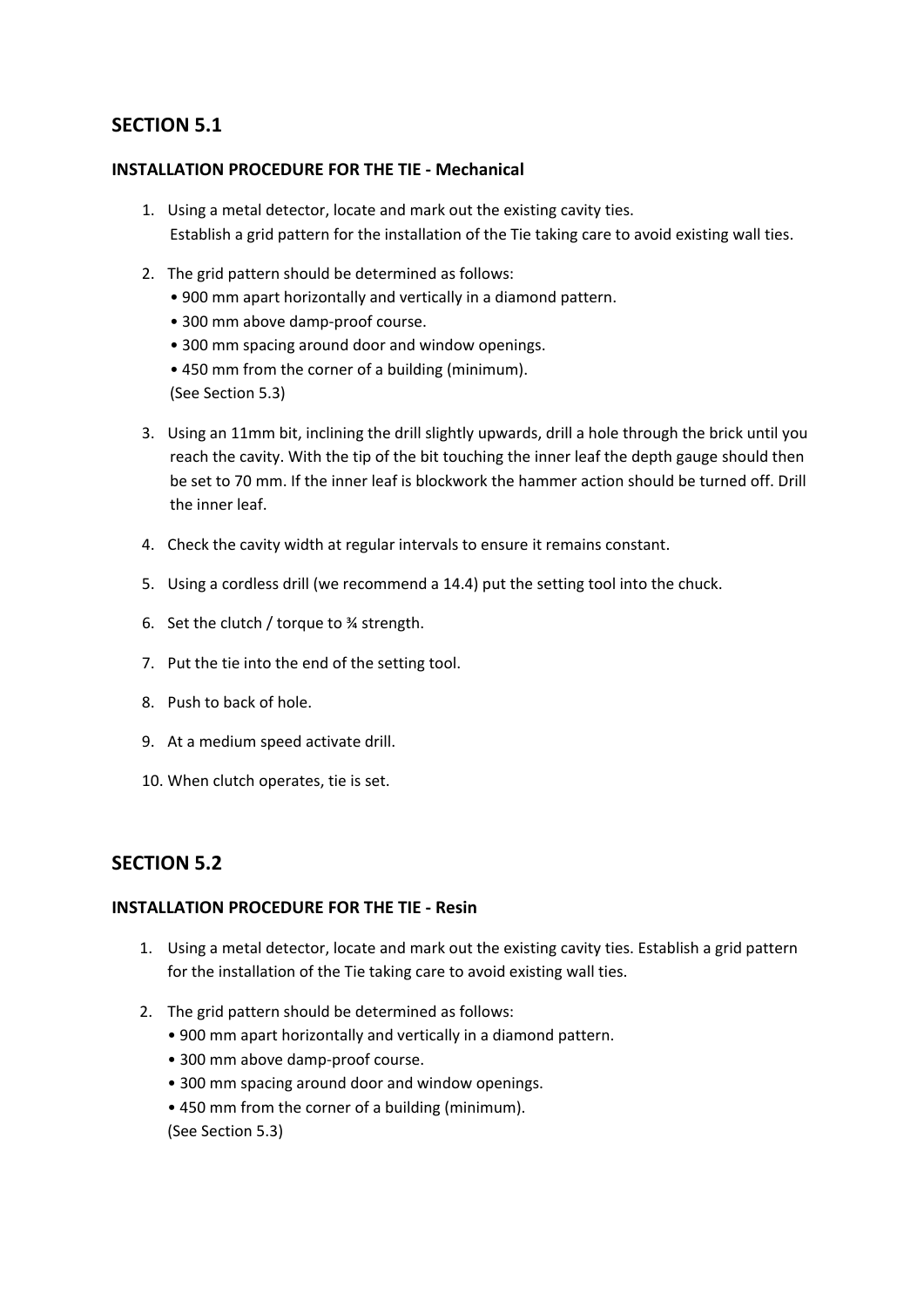## SECTION 5.1

**INSTALLATION PROCEDURE FOR THE TIE - Mechanical**

1. Using a metal detector, locate and mark out the existing cavity ties.
   Establish a grid pattern for the installation of the Tie taking care to avoid existing wall ties.

2. The grid pattern should be determined as follows:
   • 900 mm apart horizontally and vertically in a diamond pattern.
   • 300 mm above damp-proof course.
   • 300 mm spacing around door and window openings.
   • 450 mm from the corner of a building (minimum).
   (See Section 5.3)

3. Using an 11mm bit, inclining the drill slightly upwards, drill a hole through the brick until you reach the cavity. With the tip of the bit touching the inner leaf the depth gauge should then be set to 70 mm. If the inner leaf is blockwork the hammer action should be turned off. Drill the inner leaf.

4. Check the cavity width at regular intervals to ensure it remains constant.

5. Using a cordless drill (we recommend a 14.4) put the setting tool into the chuck.

6. Set the clutch / torque to ¾ strength.

7. Put the tie into the end of the setting tool.

8. Push to back of hole.

9. At a medium speed activate drill.

10. When clutch operates, tie is set.

## SECTION 5.2

**INSTALLATION PROCEDURE FOR THE TIE - Resin**

1. Using a metal detector, locate and mark out the existing cavity ties. Establish a grid pattern for the installation of the Tie taking care to avoid existing wall ties.

2. The grid pattern should be determined as follows:
   • 900 mm apart horizontally and vertically in a diamond pattern.
   • 300 mm above damp-proof course.
   • 300 mm spacing around door and window openings.
   • 450 mm from the corner of a building (minimum).
   (See Section 5.3)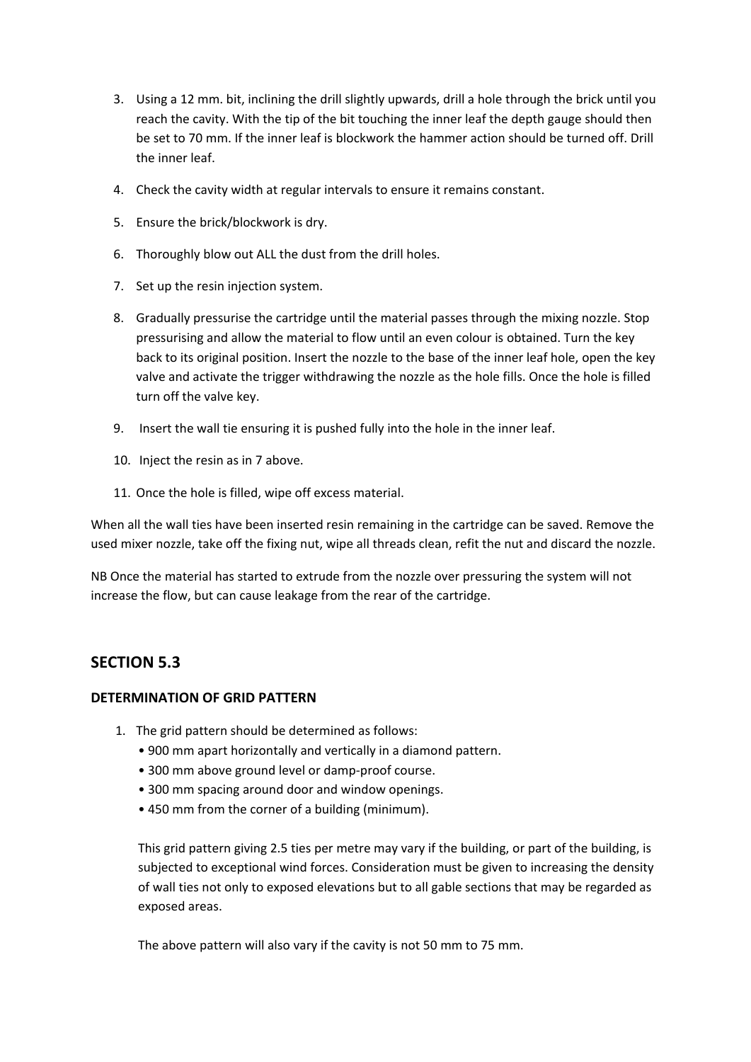3. Using a 12 mm. bit, inclining the drill slightly upwards, drill a hole through the brick until you reach the cavity. With the tip of the bit touching the inner leaf the depth gauge should then be set to 70 mm. If the inner leaf is blockwork the hammer action should be turned off. Drill the inner leaf.

4. Check the cavity width at regular intervals to ensure it remains constant.

5. Ensure the brick/blockwork is dry.

6. Thoroughly blow out ALL the dust from the drill holes.

7. Set up the resin injection system.

8. Gradually pressurise the cartridge until the material passes through the mixing nozzle. Stop pressurising and allow the material to flow until an even colour is obtained. Turn the key back to its original position. Insert the nozzle to the base of the inner leaf hole, open the key valve and activate the trigger withdrawing the nozzle as the hole fills. Once the hole is filled turn off the valve key.

9. Insert the wall tie ensuring it is pushed fully into the hole in the inner leaf.

10. Inject the resin as in 7 above.

11. Once the hole is filled, wipe off excess material.

When all the wall ties have been inserted resin remaining in the cartridge can be saved. Remove the used mixer nozzle, take off the fixing nut, wipe all threads clean, refit the nut and discard the nozzle.

NB Once the material has started to extrude from the nozzle over pressuring the system will not increase the flow, but can cause leakage from the rear of the cartridge.

## SECTION 5.3

### DETERMINATION OF GRID PATTERN

1. The grid pattern should be determined as follows:
   - 900 mm apart horizontally and vertically in a diamond pattern.
   - 300 mm above ground level or damp-proof course.
   - 300 mm spacing around door and window openings.
   - 450 mm from the corner of a building (minimum).

   This grid pattern giving 2.5 ties per metre may vary if the building, or part of the building, is subjected to exceptional wind forces. Consideration must be given to increasing the density of wall ties not only to exposed elevations but to all gable sections that may be regarded as exposed areas.

   The above pattern will also vary if the cavity is not 50 mm to 75 mm.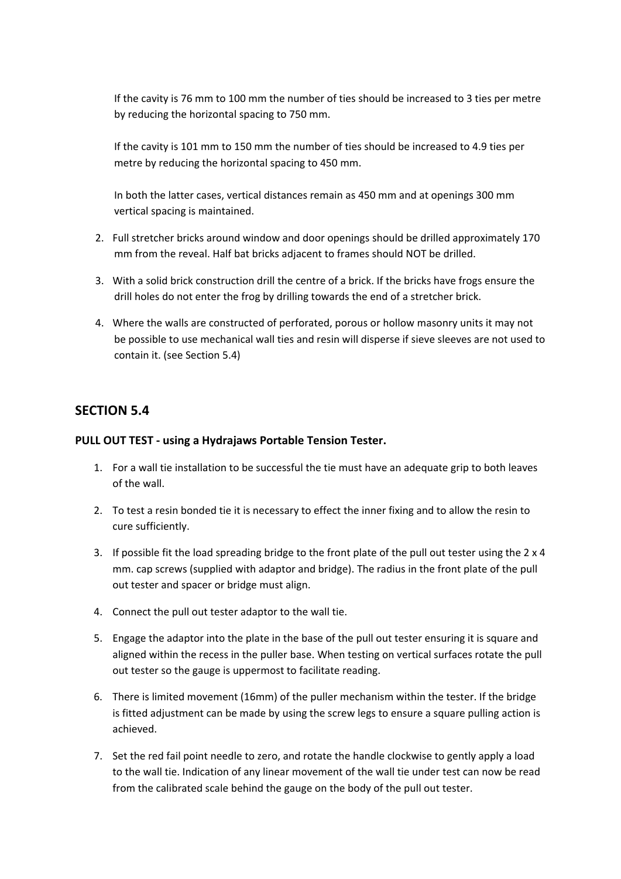If the cavity is 76 mm to 100 mm the number of ties should be increased to 3 ties per metre by reducing the horizontal spacing to 750 mm.

If the cavity is 101 mm to 150 mm the number of ties should be increased to 4.9 ties per metre by reducing the horizontal spacing to 450 mm.

In both the latter cases, vertical distances remain as 450 mm and at openings 300 mm vertical spacing is maintained.

2. Full stretcher bricks around window and door openings should be drilled approximately 170 mm from the reveal. Half bat bricks adjacent to frames should NOT be drilled.
3. With a solid brick construction drill the centre of a brick. If the bricks have frogs ensure the drill holes do not enter the frog by drilling towards the end of a stretcher brick.
4. Where the walls are constructed of perforated, porous or hollow masonry units it may not be possible to use mechanical wall ties and resin will disperse if sieve sleeves are not used to contain it. (see Section 5.4)

## SECTION 5.4

**PULL OUT TEST - using a Hydrajaws Portable Tension Tester.**

1. For a wall tie installation to be successful the tie must have an adequate grip to both leaves of the wall.
2. To test a resin bonded tie it is necessary to effect the inner fixing and to allow the resin to cure sufficiently.
3. If possible fit the load spreading bridge to the front plate of the pull out tester using the 2 x 4 mm. cap screws (supplied with adaptor and bridge). The radius in the front plate of the pull out tester and spacer or bridge must align.
4. Connect the pull out tester adaptor to the wall tie.
5. Engage the adaptor into the plate in the base of the pull out tester ensuring it is square and aligned within the recess in the puller base. When testing on vertical surfaces rotate the pull out tester so the gauge is uppermost to facilitate reading.
6. There is limited movement (16mm) of the puller mechanism within the tester. If the bridge is fitted adjustment can be made by using the screw legs to ensure a square pulling action is achieved.
7. Set the red fail point needle to zero, and rotate the handle clockwise to gently apply a load to the wall tie. Indication of any linear movement of the wall tie under test can now be read from the calibrated scale behind the gauge on the body of the pull out tester.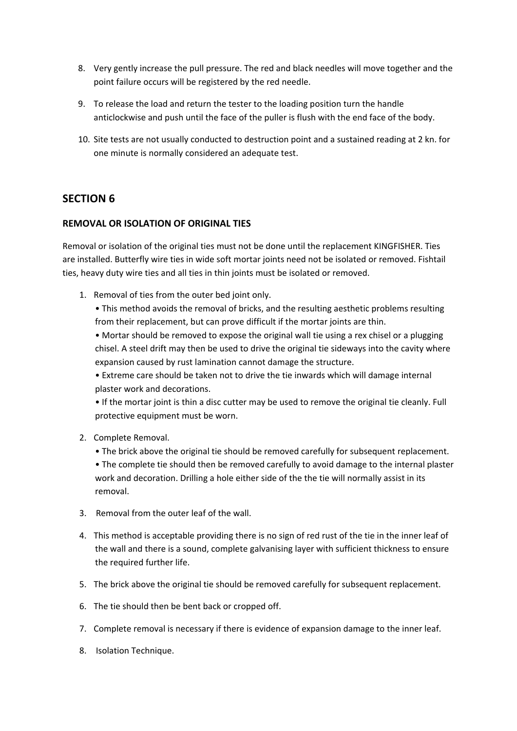8. Very gently increase the pull pressure. The red and black needles will move together and the point failure occurs will be registered by the red needle.

9. To release the load and return the tester to the loading position turn the handle anticlockwise and push until the face of the puller is flush with the end face of the body.

10. Site tests are not usually conducted to destruction point and a sustained reading at 2 kn. for one minute is normally considered an adequate test.

## SECTION 6

**REMOVAL OR ISOLATION OF ORIGINAL TIES**

Removal or isolation of the original ties must not be done until the replacement KINGFISHER. Ties are installed. Butterfly wire ties in wide soft mortar joints need not be isolated or removed. Fishtail ties, heavy duty wire ties and all ties in thin joints must be isolated or removed.

1. Removal of ties from the outer bed joint only.
   - This method avoids the removal of bricks, and the resulting aesthetic problems resulting from their replacement, but can prove difficult if the mortar joints are thin.
   - Mortar should be removed to expose the original wall tie using a rex chisel or a plugging chisel. A steel drift may then be used to drive the original tie sideways into the cavity where expansion caused by rust lamination cannot damage the structure.
   - Extreme care should be taken not to drive the tie inwards which will damage internal plaster work and decorations.
   - If the mortar joint is thin a disc cutter may be used to remove the original tie cleanly. Full protective equipment must be worn.

2. Complete Removal.
   - The brick above the original tie should be removed carefully for subsequent replacement.
   - The complete tie should then be removed carefully to avoid damage to the internal plaster work and decoration. Drilling a hole either side of the the tie will normally assist in its removal.

3. Removal from the outer leaf of the wall.

4. This method is acceptable providing there is no sign of red rust of the tie in the inner leaf of the wall and there is a sound, complete galvanising layer with sufficient thickness to ensure the required further life.

5. The brick above the original tie should be removed carefully for subsequent replacement.

6. The tie should then be bent back or cropped off.

7. Complete removal is necessary if there is evidence of expansion damage to the inner leaf.

8. Isolation Technique.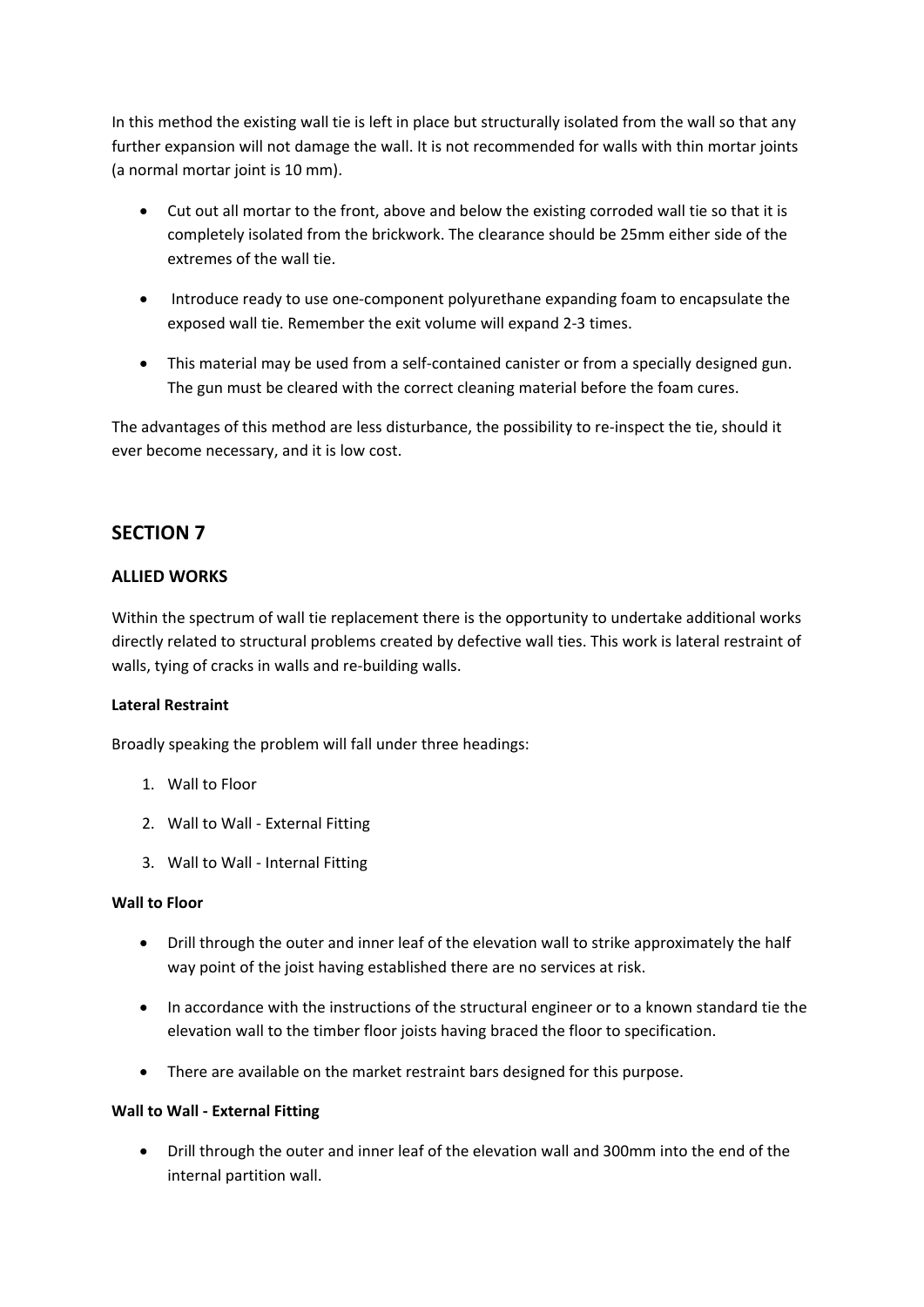In this method the existing wall tie is left in place but structurally isolated from the wall so that any further expansion will not damage the wall. It is not recommended for walls with thin mortar joints (a normal mortar joint is 10 mm).

- Cut out all mortar to the front, above and below the existing corroded wall tie so that it is completely isolated from the brickwork. The clearance should be 25mm either side of the extremes of the wall tie.
- Introduce ready to use one-component polyurethane expanding foam to encapsulate the exposed wall tie. Remember the exit volume will expand 2-3 times.
- This material may be used from a self-contained canister or from a specially designed gun. The gun must be cleared with the correct cleaning material before the foam cures.

The advantages of this method are less disturbance, the possibility to re-inspect the tie, should it ever become necessary, and it is low cost.

## SECTION 7

### ALLIED WORKS

Within the spectrum of wall tie replacement there is the opportunity to undertake additional works directly related to structural problems created by defective wall ties. This work is lateral restraint of walls, tying of cracks in walls and re-building walls.

**Lateral Restraint**

Broadly speaking the problem will fall under three headings:

1. Wall to Floor
2. Wall to Wall - External Fitting
3. Wall to Wall - Internal Fitting

**Wall to Floor**

- Drill through the outer and inner leaf of the elevation wall to strike approximately the half way point of the joist having established there are no services at risk.
- In accordance with the instructions of the structural engineer or to a known standard tie the elevation wall to the timber floor joists having braced the floor to specification.
- There are available on the market restraint bars designed for this purpose.

**Wall to Wall - External Fitting**

- Drill through the outer and inner leaf of the elevation wall and 300mm into the end of the internal partition wall.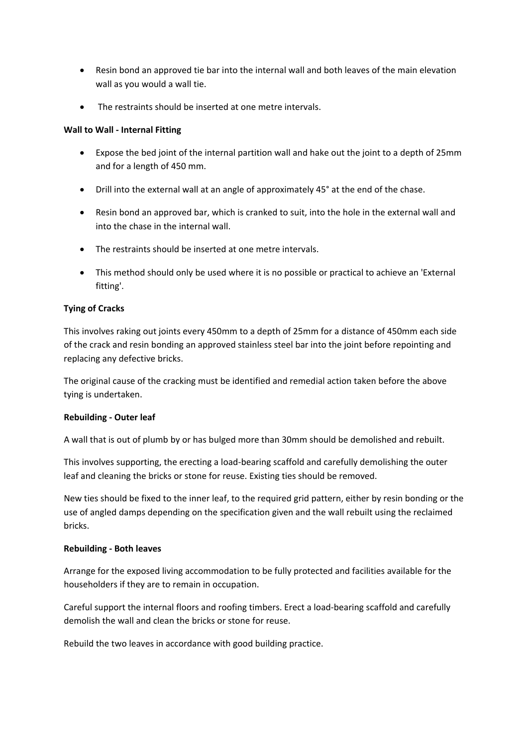- Resin bond an approved tie bar into the internal wall and both leaves of the main elevation wall as you would a wall tie.
- The restraints should be inserted at one metre intervals.

**Wall to Wall - Internal Fitting**

- Expose the bed joint of the internal partition wall and hake out the joint to a depth of 25mm and for a length of 450 mm.
- Drill into the external wall at an angle of approximately 45° at the end of the chase.
- Resin bond an approved bar, which is cranked to suit, into the hole in the external wall and into the chase in the internal wall.
- The restraints should be inserted at one metre intervals.
- This method should only be used where it is no possible or practical to achieve an 'External fitting'.

**Tying of Cracks**

This involves raking out joints every 450mm to a depth of 25mm for a distance of 450mm each side of the crack and resin bonding an approved stainless steel bar into the joint before repointing and replacing any defective bricks.

The original cause of the cracking must be identified and remedial action taken before the above tying is undertaken.

**Rebuilding - Outer leaf**

A wall that is out of plumb by or has bulged more than 30mm should be demolished and rebuilt.

This involves supporting, the erecting a load-bearing scaffold and carefully demolishing the outer leaf and cleaning the bricks or stone for reuse. Existing ties should be removed.

New ties should be fixed to the inner leaf, to the required grid pattern, either by resin bonding or the use of angled damps depending on the specification given and the wall rebuilt using the reclaimed bricks.

**Rebuilding - Both leaves**

Arrange for the exposed living accommodation to be fully protected and facilities available for the householders if they are to remain in occupation.

Careful support the internal floors and roofing timbers. Erect a load-bearing scaffold and carefully demolish the wall and clean the bricks or stone for reuse.

Rebuild the two leaves in accordance with good building practice.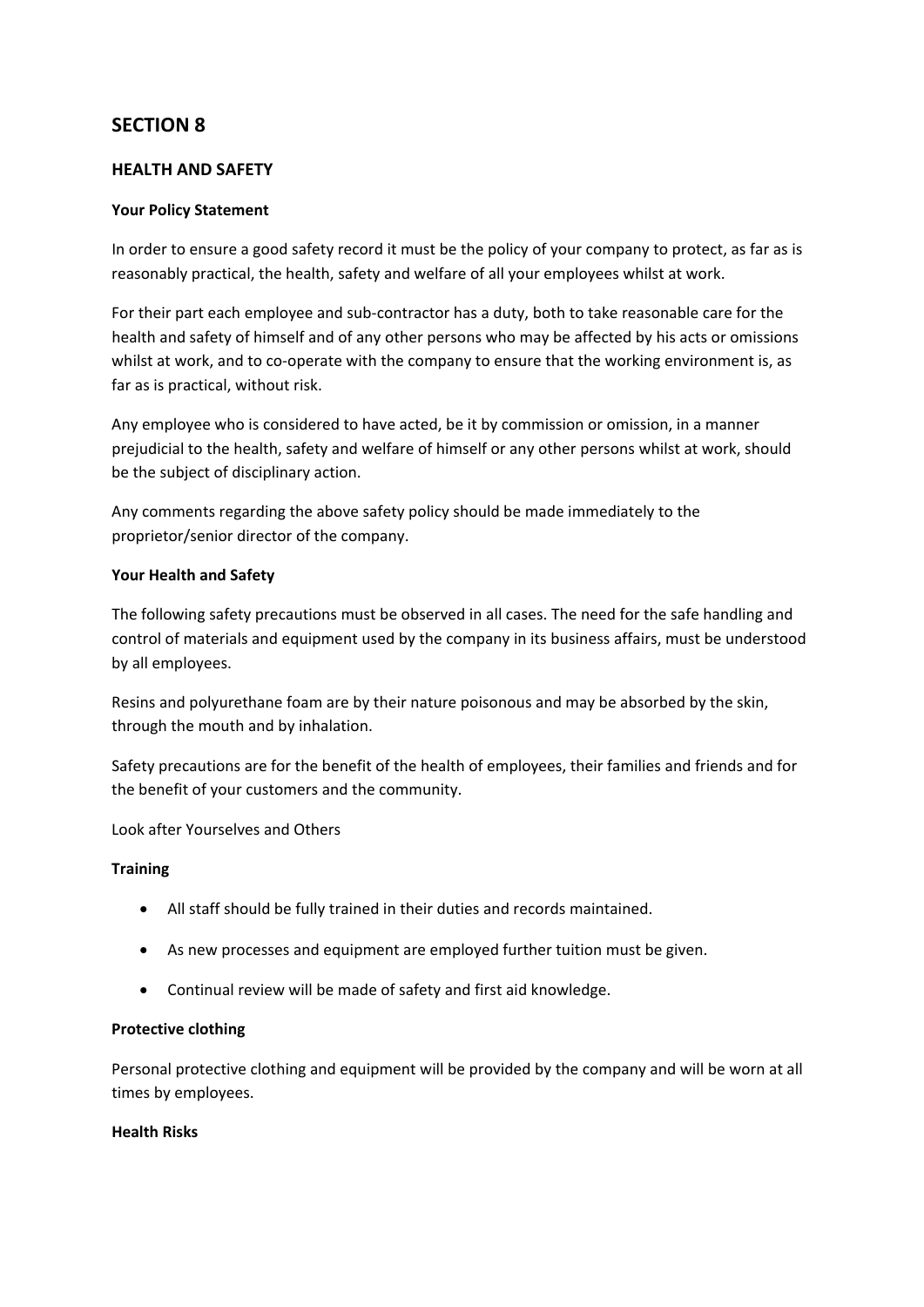# SECTION 8

## HEALTH AND SAFETY

**Your Policy Statement**

In order to ensure a good safety record it must be the policy of your company to protect, as far as is reasonably practical, the health, safety and welfare of all your employees whilst at work.

For their part each employee and sub-contractor has a duty, both to take reasonable care for the health and safety of himself and of any other persons who may be affected by his acts or omissions whilst at work, and to co-operate with the company to ensure that the working environment is, as far as is practical, without risk.

Any employee who is considered to have acted, be it by commission or omission, in a manner prejudicial to the health, safety and welfare of himself or any other persons whilst at work, should be the subject of disciplinary action.

Any comments regarding the above safety policy should be made immediately to the proprietor/senior director of the company.

**Your Health and Safety**

The following safety precautions must be observed in all cases. The need for the safe handling and control of materials and equipment used by the company in its business affairs, must be understood by all employees.

Resins and polyurethane foam are by their nature poisonous and may be absorbed by the skin, through the mouth and by inhalation.

Safety precautions are for the benefit of the health of employees, their families and friends and for the benefit of your customers and the community.

Look after Yourselves and Others

**Training**

- All staff should be fully trained in their duties and records maintained.
- As new processes and equipment are employed further tuition must be given.
- Continual review will be made of safety and first aid knowledge.

**Protective clothing**

Personal protective clothing and equipment will be provided by the company and will be worn at all times by employees.

**Health Risks**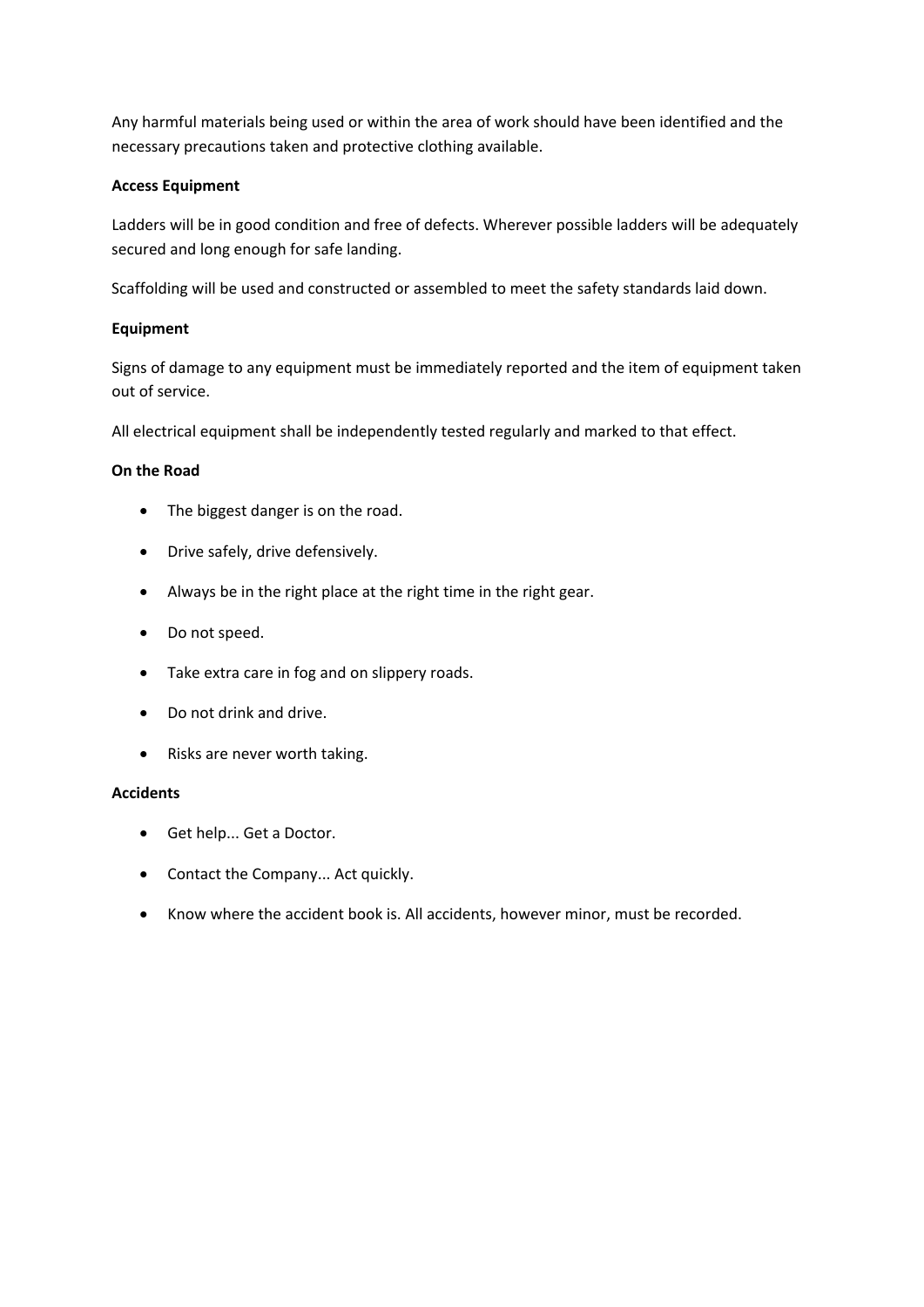Any harmful materials being used or within the area of work should have been identified and the necessary precautions taken and protective clothing available.

**Access Equipment**

Ladders will be in good condition and free of defects. Wherever possible ladders will be adequately secured and long enough for safe landing.

Scaffolding will be used and constructed or assembled to meet the safety standards laid down.

**Equipment**

Signs of damage to any equipment must be immediately reported and the item of equipment taken out of service.

All electrical equipment shall be independently tested regularly and marked to that effect.

**On the Road**

- The biggest danger is on the road.
- Drive safely, drive defensively.
- Always be in the right place at the right time in the right gear.
- Do not speed.
- Take extra care in fog and on slippery roads.
- Do not drink and drive.
- Risks are never worth taking.

**Accidents**

- Get help... Get a Doctor.
- Contact the Company... Act quickly.
- Know where the accident book is. All accidents, however minor, must be recorded.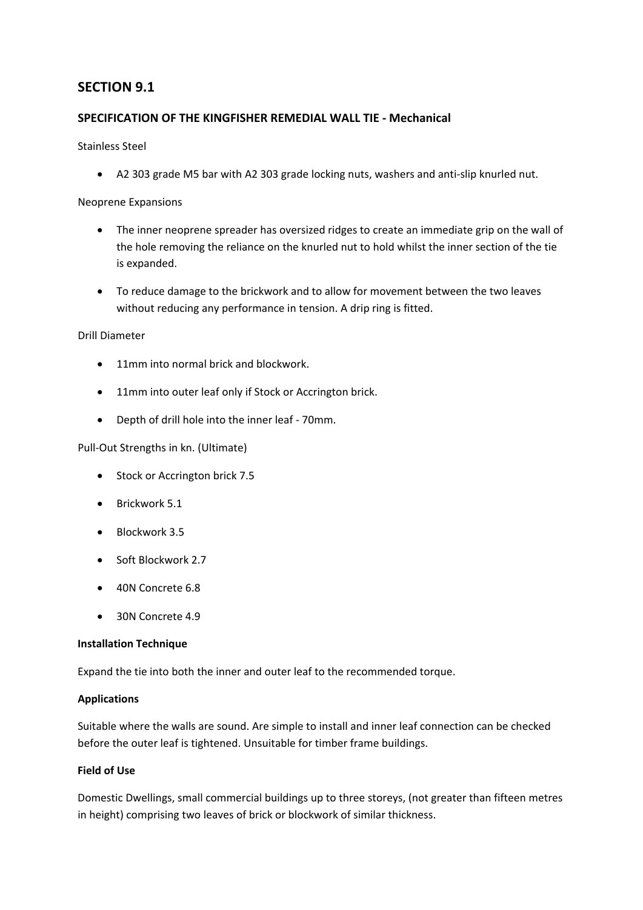## SECTION 9.1

### SPECIFICATION OF THE KINGFISHER REMEDIAL WALL TIE - Mechanical

Stainless Steel

- A2 303 grade M5 bar with A2 303 grade locking nuts, washers and anti-slip knurled nut.

Neoprene Expansions

- The inner neoprene spreader has oversized ridges to create an immediate grip on the wall of the hole removing the reliance on the knurled nut to hold whilst the inner section of the tie is expanded.
- To reduce damage to the brickwork and to allow for movement between the two leaves without reducing any performance in tension. A drip ring is fitted.

Drill Diameter

- 11mm into normal brick and blockwork.
- 11mm into outer leaf only if Stock or Accrington brick.
- Depth of drill hole into the inner leaf - 70mm.

Pull-Out Strengths in kn. (Ultimate)

- Stock or Accrington brick 7.5
- Brickwork 5.1
- Blockwork 3.5
- Soft Blockwork 2.7
- 40N Concrete 6.8
- 30N Concrete 4.9

**Installation Technique**

Expand the tie into both the inner and outer leaf to the recommended torque.

**Applications**

Suitable where the walls are sound. Are simple to install and inner leaf connection can be checked before the outer leaf is tightened. Unsuitable for timber frame buildings.

**Field of Use**

Domestic Dwellings, small commercial buildings up to three storeys, (not greater than fifteen metres in height) comprising two leaves of brick or blockwork of similar thickness.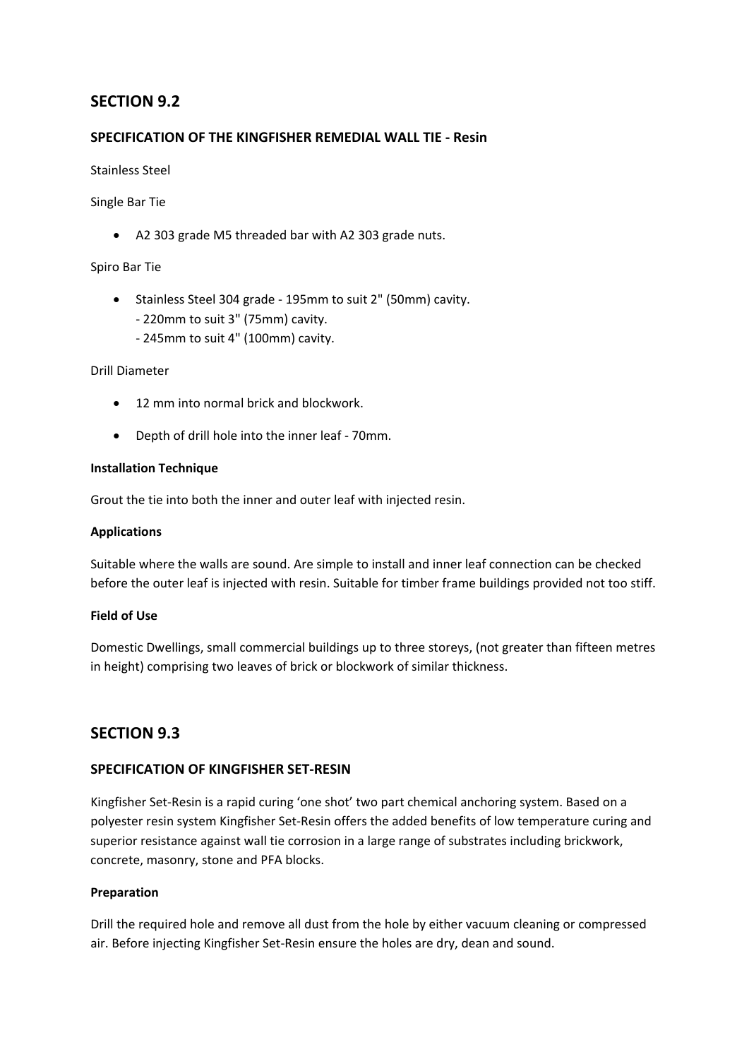## SECTION 9.2

### SPECIFICATION OF THE KINGFISHER REMEDIAL WALL TIE - Resin

Stainless Steel

Single Bar Tie

- A2 303 grade M5 threaded bar with A2 303 grade nuts.

Spiro Bar Tie

- Stainless Steel 304 grade - 195mm to suit 2" (50mm) cavity.
  - 220mm to suit 3" (75mm) cavity.
  - 245mm to suit 4" (100mm) cavity.

Drill Diameter

- 12 mm into normal brick and blockwork.
- Depth of drill hole into the inner leaf - 70mm.

**Installation Technique**

Grout the tie into both the inner and outer leaf with injected resin.

**Applications**

Suitable where the walls are sound. Are simple to install and inner leaf connection can be checked before the outer leaf is injected with resin. Suitable for timber frame buildings provided not too stiff.

**Field of Use**

Domestic Dwellings, small commercial buildings up to three storeys, (not greater than fifteen metres in height) comprising two leaves of brick or blockwork of similar thickness.

## SECTION 9.3

### SPECIFICATION OF KINGFISHER SET-RESIN

Kingfisher Set-Resin is a rapid curing 'one shot' two part chemical anchoring system. Based on a polyester resin system Kingfisher Set-Resin offers the added benefits of low temperature curing and superior resistance against wall tie corrosion in a large range of substrates including brickwork, concrete, masonry, stone and PFA blocks.

**Preparation**

Drill the required hole and remove all dust from the hole by either vacuum cleaning or compressed air. Before injecting Kingfisher Set-Resin ensure the holes are dry, dean and sound.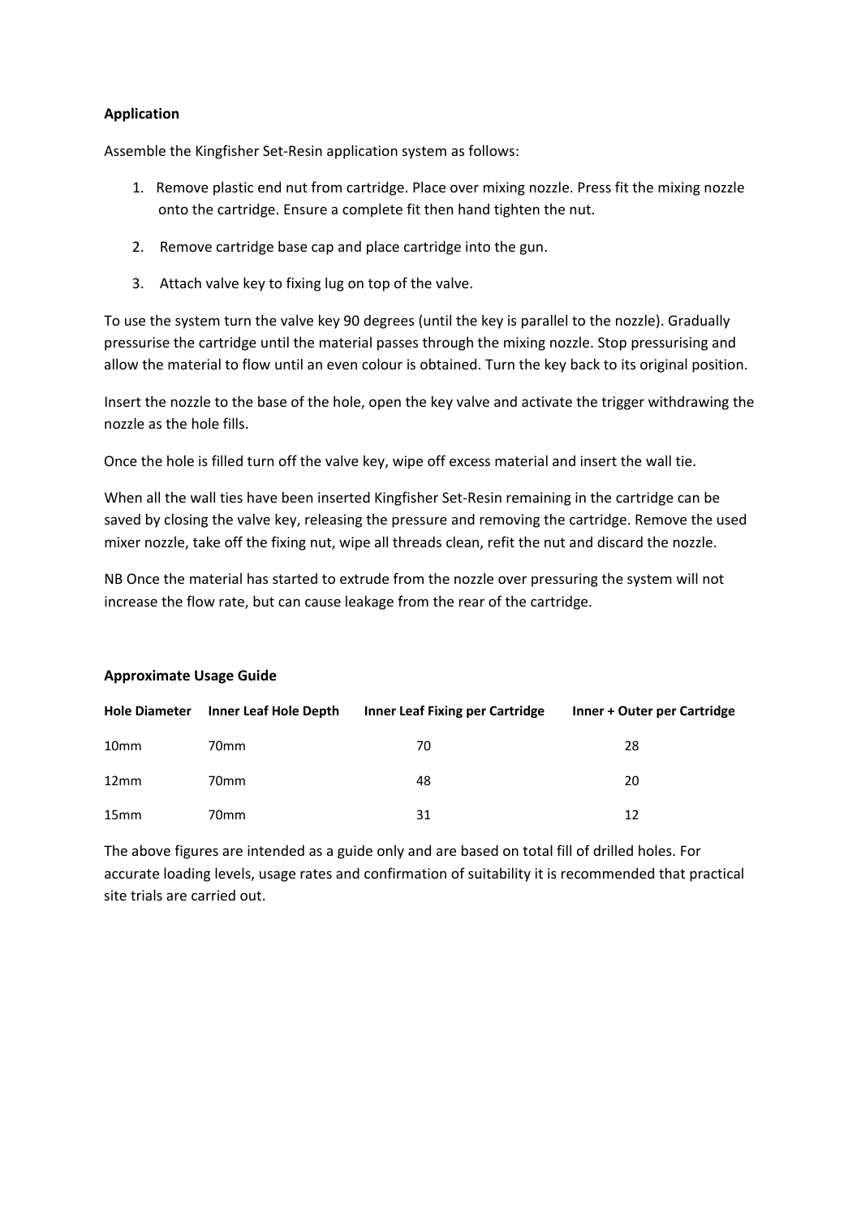**Application**

Assemble the Kingfisher Set-Resin application system as follows:

1. Remove plastic end nut from cartridge. Place over mixing nozzle. Press fit the mixing nozzle onto the cartridge. Ensure a complete fit then hand tighten the nut.
2. Remove cartridge base cap and place cartridge into the gun.
3. Attach valve key to fixing lug on top of the valve.

To use the system turn the valve key 90 degrees (until the key is parallel to the nozzle). Gradually pressurise the cartridge until the material passes through the mixing nozzle. Stop pressurising and allow the material to flow until an even colour is obtained. Turn the key back to its original position.

Insert the nozzle to the base of the hole, open the key valve and activate the trigger withdrawing the nozzle as the hole fills.

Once the hole is filled turn off the valve key, wipe off excess material and insert the wall tie.

When all the wall ties have been inserted Kingfisher Set-Resin remaining in the cartridge can be saved by closing the valve key, releasing the pressure and removing the cartridge. Remove the used mixer nozzle, take off the fixing nut, wipe all threads clean, refit the nut and discard the nozzle.

NB Once the material has started to extrude from the nozzle over pressuring the system will not increase the flow rate, but can cause leakage from the rear of the cartridge.

**Approximate Usage Guide**

| Hole Diameter | Inner Leaf Hole Depth | Inner Leaf Fixing per Cartridge | Inner + Outer per Cartridge |
|---|---|---|---|
| 10mm | 70mm | 70 | 28 |
| 12mm | 70mm | 48 | 20 |
| 15mm | 70mm | 31 | 12 |

The above figures are intended as a guide only and are based on total fill of drilled holes. For accurate loading levels, usage rates and confirmation of suitability it is recommended that practical site trials are carried out.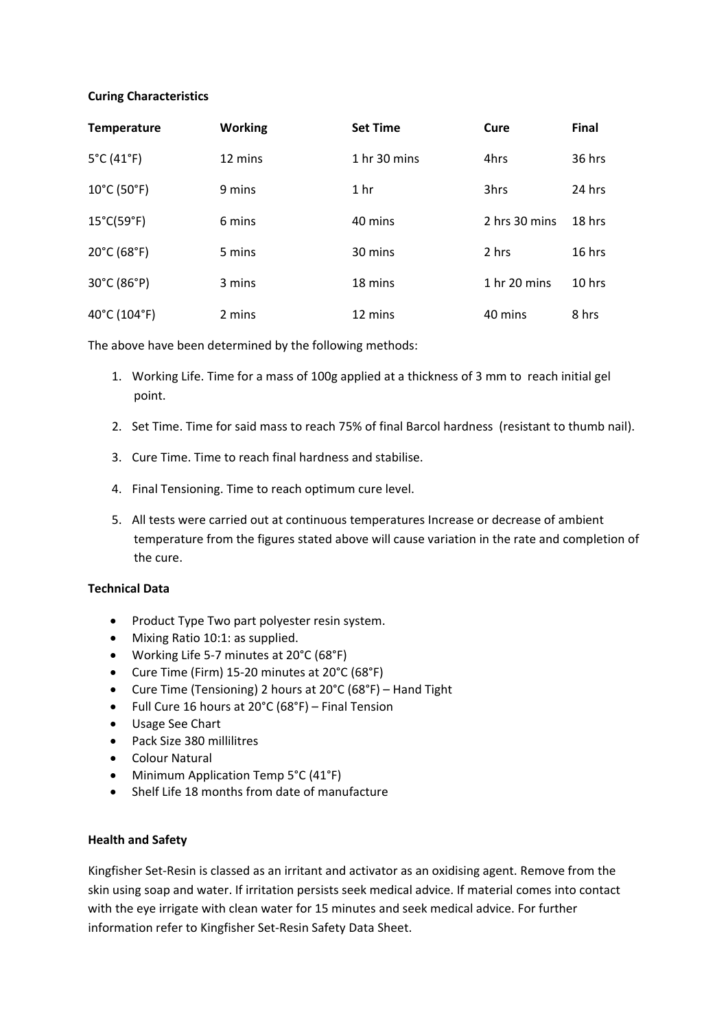**Curing Characteristics**

| Temperature | Working | Set Time | Cure | Final |
|---|---|---|---|---|
| 5°C (41°F) | 12 mins | 1 hr 30 mins | 4hrs | 36 hrs |
| 10°C (50°F) | 9 mins | 1 hr | 3hrs | 24 hrs |
| 15°C(59°F) | 6 mins | 40 mins | 2 hrs 30 mins | 18 hrs |
| 20°C (68°F) | 5 mins | 30 mins | 2 hrs | 16 hrs |
| 30°C (86°P) | 3 mins | 18 mins | 1 hr 20 mins | 10 hrs |
| 40°C (104°F) | 2 mins | 12 mins | 40 mins | 8 hrs |

The above have been determined by the following methods:

1. Working Life. Time for a mass of 100g applied at a thickness of 3 mm to reach initial gel point.
2. Set Time. Time for said mass to reach 75% of final Barcol hardness (resistant to thumb nail).
3. Cure Time. Time to reach final hardness and stabilise.
4. Final Tensioning. Time to reach optimum cure level.
5. All tests were carried out at continuous temperatures Increase or decrease of ambient temperature from the figures stated above will cause variation in the rate and completion of the cure.

**Technical Data**

- Product Type Two part polyester resin system.
- Mixing Ratio 10:1: as supplied.
- Working Life 5-7 minutes at 20°C (68°F)
- Cure Time (Firm) 15-20 minutes at 20°C (68°F)
- Cure Time (Tensioning) 2 hours at 20°C (68°F) – Hand Tight
- Full Cure 16 hours at 20°C (68°F) – Final Tension
- Usage See Chart
- Pack Size 380 millilitres
- Colour Natural
- Minimum Application Temp 5°C (41°F)
- Shelf Life 18 months from date of manufacture

**Health and Safety**

Kingfisher Set-Resin is classed as an irritant and activator as an oxidising agent. Remove from the skin using soap and water. If irritation persists seek medical advice. If material comes into contact with the eye irrigate with clean water for 15 minutes and seek medical advice. For further information refer to Kingfisher Set-Resin Safety Data Sheet.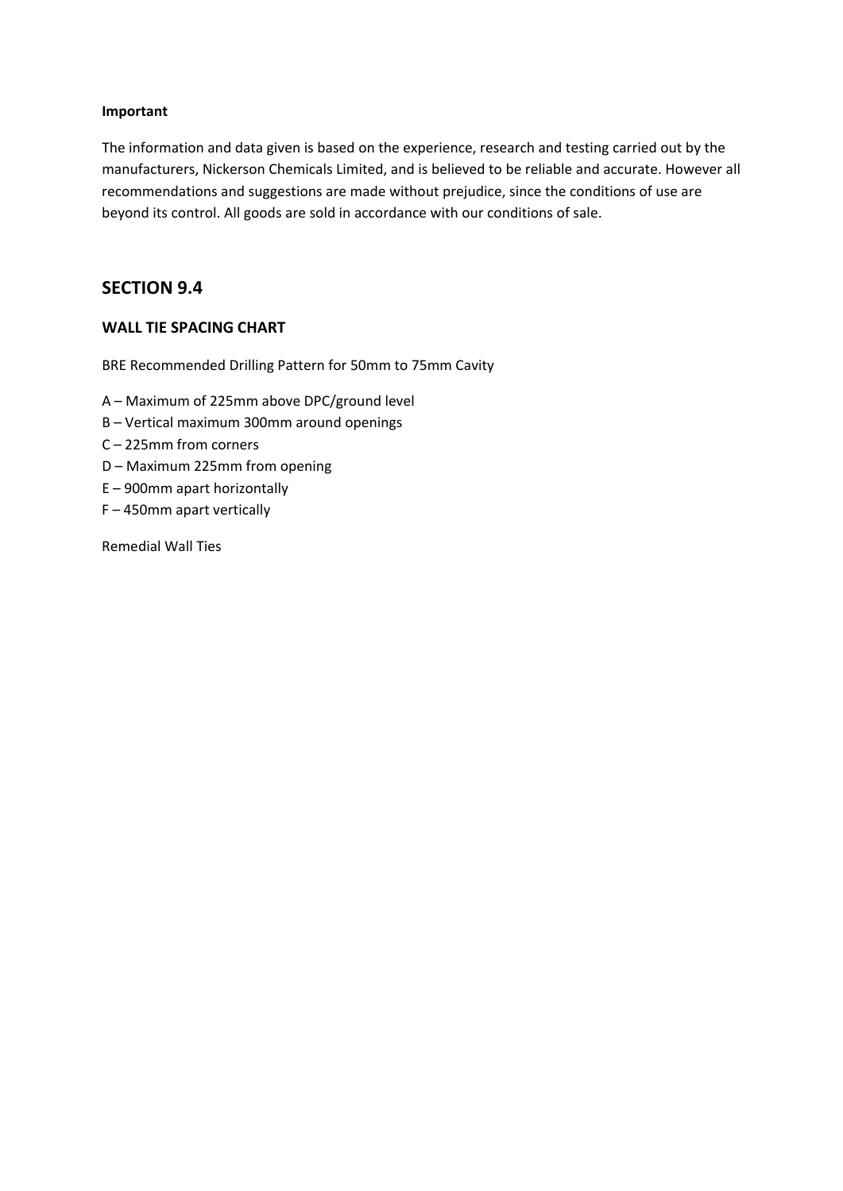**Important**

The information and data given is based on the experience, research and testing carried out by the manufacturers, Nickerson Chemicals Limited, and is believed to be reliable and accurate. However all recommendations and suggestions are made without prejudice, since the conditions of use are beyond its control. All goods are sold in accordance with our conditions of sale.

## SECTION 9.4

### WALL TIE SPACING CHART

BRE Recommended Drilling Pattern for 50mm to 75mm Cavity

A – Maximum of 225mm above DPC/ground level
B – Vertical maximum 300mm around openings
C – 225mm from corners
D – Maximum 225mm from opening
E – 900mm apart horizontally
F – 450mm apart vertically

Remedial Wall Ties